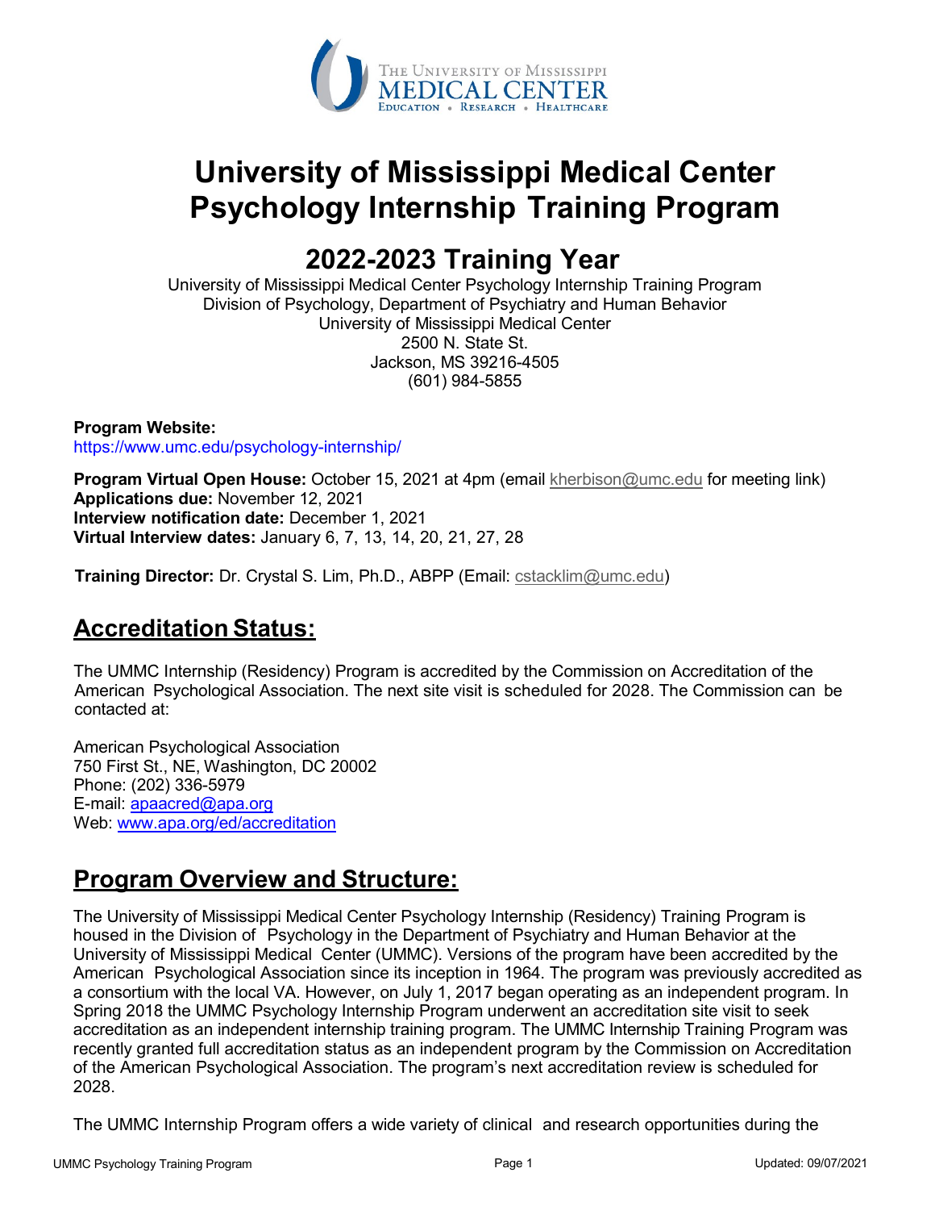# University of Mississippi Medical Center Psychology Internship Training Program

## 2022-2023 Training Year

University of Mississippi Medical Center Psychology Internship Training Program
Division of Psychology, Department of Psychiatry and Human Behavior
University of Mississippi Medical Center
2500 N. State St.
Jackson, MS 39216-4505
(601) 984-5855

**Program Website:**
https://www.umc.edu/psychology-internship/

**Program Virtual Open House:** October 15, 2021 at 4pm (email kherbison@umc.edu for meeting link)
**Applications due:** November 12, 2021
**Interview notification date:** December 1, 2021
**Virtual Interview dates:** January 6, 7, 13, 14, 20, 21, 27, 28

**Training Director:** Dr. Crystal S. Lim, Ph.D., ABPP (Email: cstacklim@umc.edu)

## Accreditation Status:

The UMMC Internship (Residency) Program is accredited by the Commission on Accreditation of the American Psychological Association. The next site visit is scheduled for 2028. The Commission can be contacted at:

American Psychological Association
750 First St., NE, Washington, DC 20002
Phone: (202) 336-5979
E-mail: apaacred@apa.org
Web: www.apa.org/ed/accreditation

## Program Overview and Structure:

The University of Mississippi Medical Center Psychology Internship (Residency) Training Program is housed in the Division of Psychology in the Department of Psychiatry and Human Behavior at the University of Mississippi Medical Center (UMMC). Versions of the program have been accredited by the American Psychological Association since its inception in 1964. The program was previously accredited as a consortium with the local VA. However, on July 1, 2017 began operating as an independent program. In Spring 2018 the UMMC Psychology Internship Program underwent an accreditation site visit to seek accreditation as an independent internship training program. The UMMC Internship Training Program was recently granted full accreditation status as an independent program by the Commission on Accreditation of the American Psychological Association. The program's next accreditation review is scheduled for 2028.

The UMMC Internship Program offers a wide variety of clinical and research opportunities during the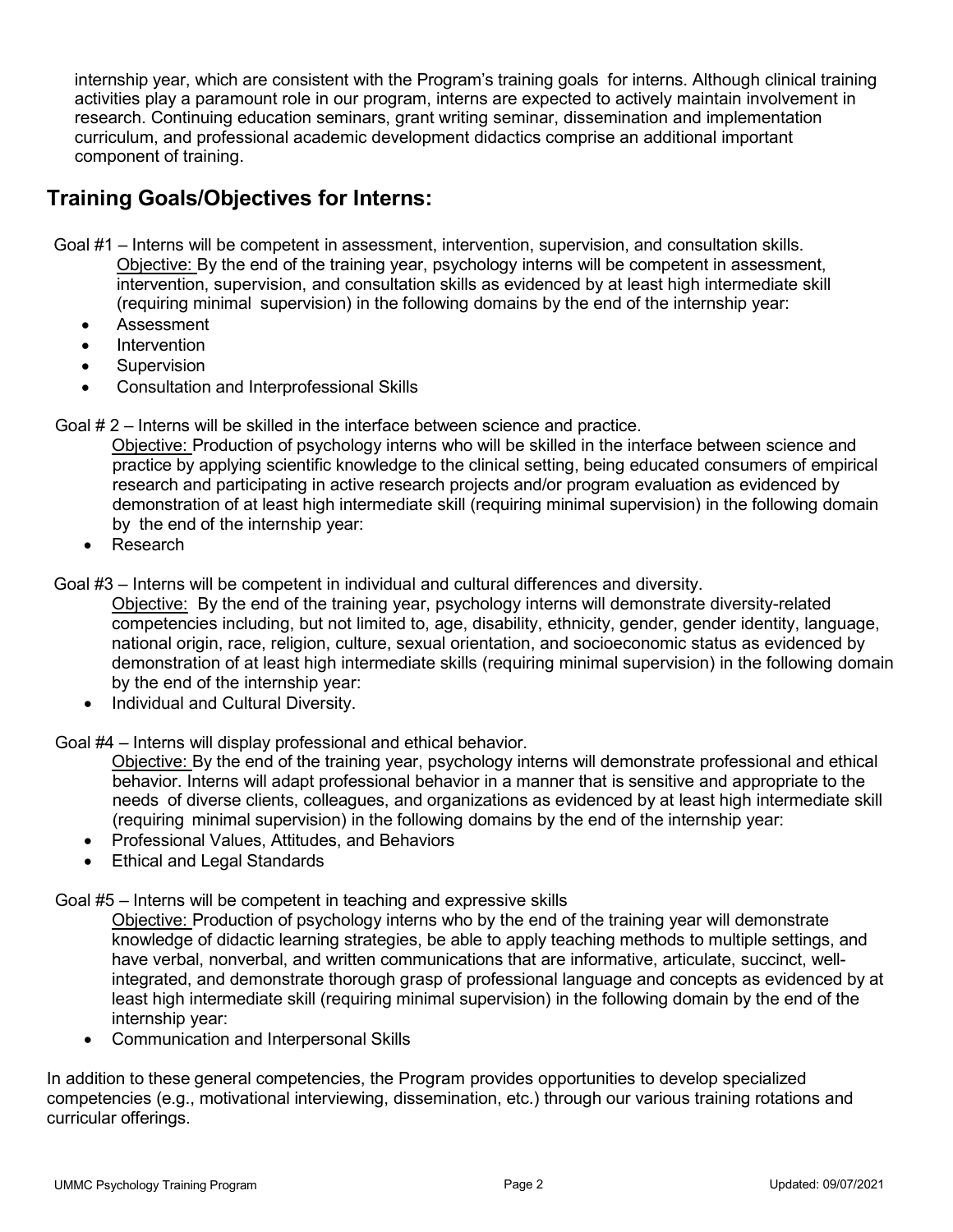internship year, which are consistent with the Program's training goals for interns. Although clinical training activities play a paramount role in our program, interns are expected to actively maintain involvement in research. Continuing education seminars, grant writing seminar, dissemination and implementation curriculum, and professional academic development didactics comprise an additional important component of training.

## Training Goals/Objectives for Interns:

Goal #1 – Interns will be competent in assessment, intervention, supervision, and consultation skills.

Objective: By the end of the training year, psychology interns will be competent in assessment, intervention, supervision, and consultation skills as evidenced by at least high intermediate skill (requiring minimal supervision) in the following domains by the end of the internship year:

- Assessment
- Intervention
- Supervision
- Consultation and Interprofessional Skills

Goal # 2 – Interns will be skilled in the interface between science and practice.

Objective: Production of psychology interns who will be skilled in the interface between science and practice by applying scientific knowledge to the clinical setting, being educated consumers of empirical research and participating in active research projects and/or program evaluation as evidenced by demonstration of at least high intermediate skill (requiring minimal supervision) in the following domain by the end of the internship year:

- Research

Goal #3 – Interns will be competent in individual and cultural differences and diversity.

Objective: By the end of the training year, psychology interns will demonstrate diversity-related competencies including, but not limited to, age, disability, ethnicity, gender, gender identity, language, national origin, race, religion, culture, sexual orientation, and socioeconomic status as evidenced by demonstration of at least high intermediate skills (requiring minimal supervision) in the following domain by the end of the internship year:

- Individual and Cultural Diversity.

Goal #4 – Interns will display professional and ethical behavior.

Objective: By the end of the training year, psychology interns will demonstrate professional and ethical behavior. Interns will adapt professional behavior in a manner that is sensitive and appropriate to the needs of diverse clients, colleagues, and organizations as evidenced by at least high intermediate skill (requiring minimal supervision) in the following domains by the end of the internship year:

- Professional Values, Attitudes, and Behaviors
- Ethical and Legal Standards

Goal #5 – Interns will be competent in teaching and expressive skills

Objective: Production of psychology interns who by the end of the training year will demonstrate knowledge of didactic learning strategies, be able to apply teaching methods to multiple settings, and have verbal, nonverbal, and written communications that are informative, articulate, succinct, well-integrated, and demonstrate thorough grasp of professional language and concepts as evidenced by at least high intermediate skill (requiring minimal supervision) in the following domain by the end of the internship year:

- Communication and Interpersonal Skills

In addition to these general competencies, the Program provides opportunities to develop specialized competencies (e.g., motivational interviewing, dissemination, etc.) through our various training rotations and curricular offerings.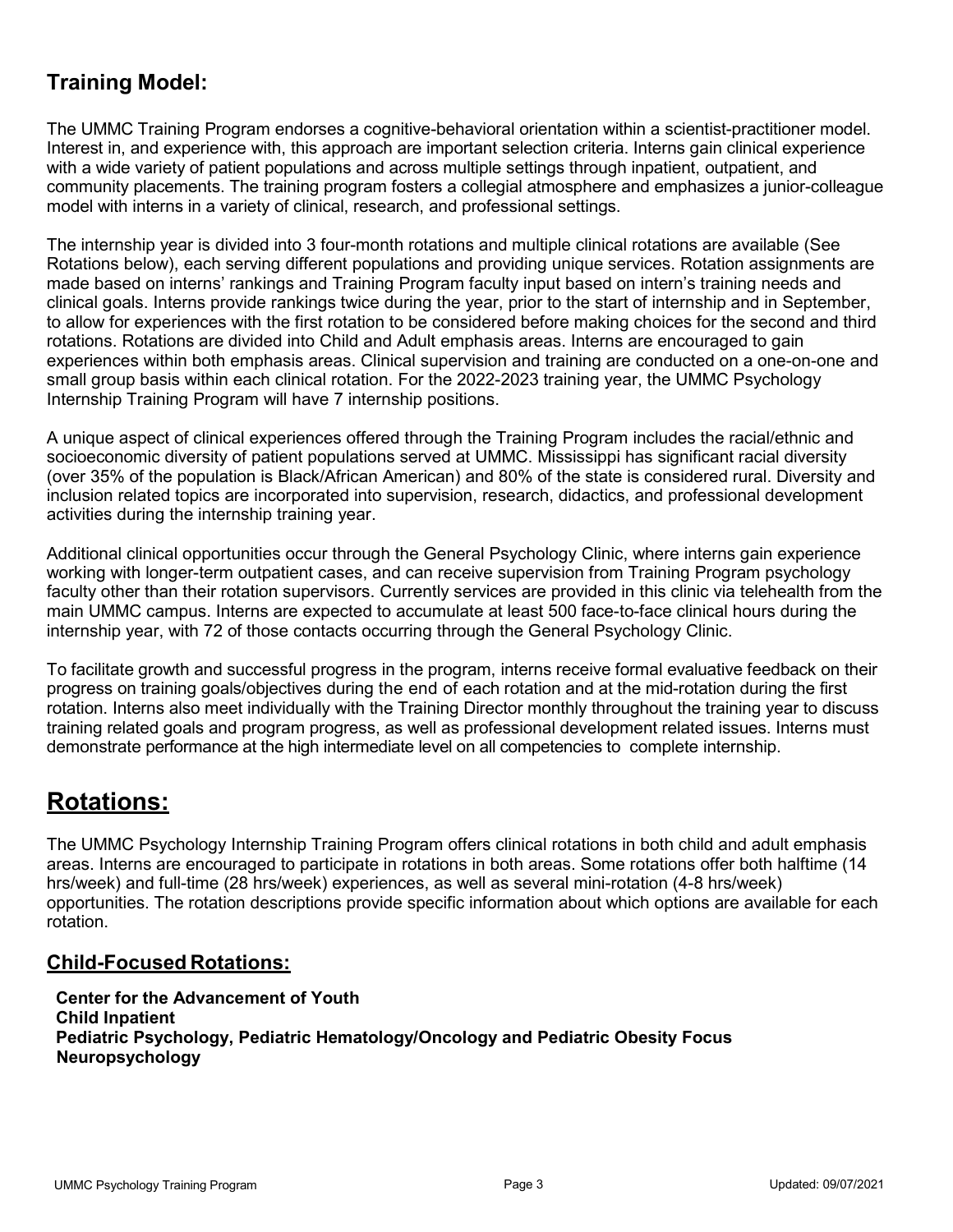## Training Model:

The UMMC Training Program endorses a cognitive-behavioral orientation within a scientist-practitioner model. Interest in, and experience with, this approach are important selection criteria. Interns gain clinical experience with a wide variety of patient populations and across multiple settings through inpatient, outpatient, and community placements. The training program fosters a collegial atmosphere and emphasizes a junior-colleague model with interns in a variety of clinical, research, and professional settings.

The internship year is divided into 3 four-month rotations and multiple clinical rotations are available (See Rotations below), each serving different populations and providing unique services. Rotation assignments are made based on interns' rankings and Training Program faculty input based on intern's training needs and clinical goals. Interns provide rankings twice during the year, prior to the start of internship and in September, to allow for experiences with the first rotation to be considered before making choices for the second and third rotations. Rotations are divided into Child and Adult emphasis areas. Interns are encouraged to gain experiences within both emphasis areas. Clinical supervision and training are conducted on a one-on-one and small group basis within each clinical rotation. For the 2022-2023 training year, the UMMC Psychology Internship Training Program will have 7 internship positions.

A unique aspect of clinical experiences offered through the Training Program includes the racial/ethnic and socioeconomic diversity of patient populations served at UMMC. Mississippi has significant racial diversity (over 35% of the population is Black/African American) and 80% of the state is considered rural. Diversity and inclusion related topics are incorporated into supervision, research, didactics, and professional development activities during the internship training year.

Additional clinical opportunities occur through the General Psychology Clinic, where interns gain experience working with longer-term outpatient cases, and can receive supervision from Training Program psychology faculty other than their rotation supervisors. Currently services are provided in this clinic via telehealth from the main UMMC campus. Interns are expected to accumulate at least 500 face-to-face clinical hours during the internship year, with 72 of those contacts occurring through the General Psychology Clinic.

To facilitate growth and successful progress in the program, interns receive formal evaluative feedback on their progress on training goals/objectives during the end of each rotation and at the mid-rotation during the first rotation. Interns also meet individually with the Training Director monthly throughout the training year to discuss training related goals and program progress, as well as professional development related issues. Interns must demonstrate performance at the high intermediate level on all competencies to complete internship.

# Rotations:

The UMMC Psychology Internship Training Program offers clinical rotations in both child and adult emphasis areas. Interns are encouraged to participate in rotations in both areas. Some rotations offer both halftime (14 hrs/week) and full-time (28 hrs/week) experiences, as well as several mini-rotation (4-8 hrs/week) opportunities. The rotation descriptions provide specific information about which options are available for each rotation.

### Child-Focused Rotations:

**Center for the Advancement of Youth**
**Child Inpatient**
**Pediatric Psychology, Pediatric Hematology/Oncology and Pediatric Obesity Focus**
**Neuropsychology**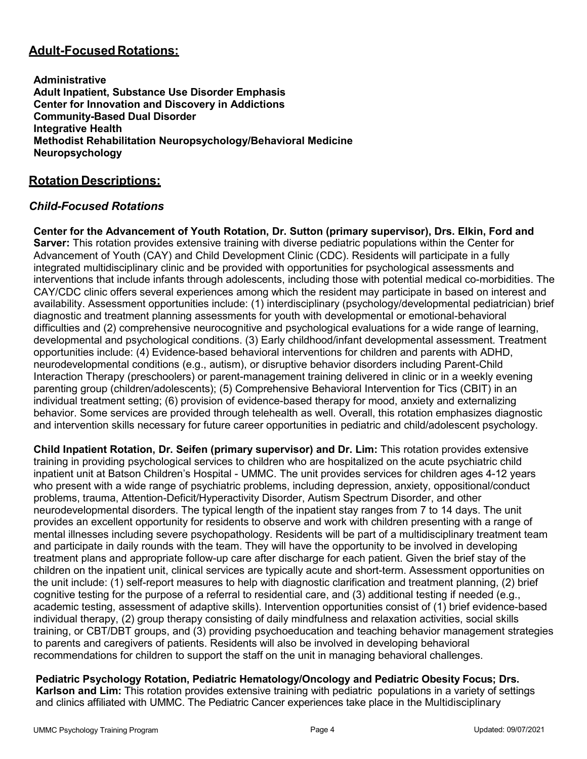## Adult-Focused Rotations:

**Administrative**
**Adult Inpatient, Substance Use Disorder Emphasis**
**Center for Innovation and Discovery in Addictions**
**Community-Based Dual Disorder**
**Integrative Health**
**Methodist Rehabilitation Neuropsychology/Behavioral Medicine**
**Neuropsychology**

## Rotation Descriptions:

### *Child-Focused Rotations*

**Center for the Advancement of Youth Rotation, Dr. Sutton (primary supervisor), Drs. Elkin, Ford and Sarver:** This rotation provides extensive training with diverse pediatric populations within the Center for Advancement of Youth (CAY) and Child Development Clinic (CDC). Residents will participate in a fully integrated multidisciplinary clinic and be provided with opportunities for psychological assessments and interventions that include infants through adolescents, including those with potential medical co-morbidities. The CAY/CDC clinic offers several experiences among which the resident may participate in based on interest and availability. Assessment opportunities include: (1) interdisciplinary (psychology/developmental pediatrician) brief diagnostic and treatment planning assessments for youth with developmental or emotional-behavioral difficulties and (2) comprehensive neurocognitive and psychological evaluations for a wide range of learning, developmental and psychological conditions. (3) Early childhood/infant developmental assessment. Treatment opportunities include: (4) Evidence-based behavioral interventions for children and parents with ADHD, neurodevelopmental conditions (e.g., autism), or disruptive behavior disorders including Parent-Child Interaction Therapy (preschoolers) or parent-management training delivered in clinic or in a weekly evening parenting group (children/adolescents); (5) Comprehensive Behavioral Intervention for Tics (CBIT) in an individual treatment setting; (6) provision of evidence-based therapy for mood, anxiety and externalizing behavior. Some services are provided through telehealth as well. Overall, this rotation emphasizes diagnostic and intervention skills necessary for future career opportunities in pediatric and child/adolescent psychology.

**Child Inpatient Rotation, Dr. Seifen (primary supervisor) and Dr. Lim:** This rotation provides extensive training in providing psychological services to children who are hospitalized on the acute psychiatric child inpatient unit at Batson Children's Hospital - UMMC. The unit provides services for children ages 4-12 years who present with a wide range of psychiatric problems, including depression, anxiety, oppositional/conduct problems, trauma, Attention-Deficit/Hyperactivity Disorder, Autism Spectrum Disorder, and other neurodevelopmental disorders. The typical length of the inpatient stay ranges from 7 to 14 days. The unit provides an excellent opportunity for residents to observe and work with children presenting with a range of mental illnesses including severe psychopathology. Residents will be part of a multidisciplinary treatment team and participate in daily rounds with the team. They will have the opportunity to be involved in developing treatment plans and appropriate follow-up care after discharge for each patient. Given the brief stay of the children on the inpatient unit, clinical services are typically acute and short-term. Assessment opportunities on the unit include: (1) self-report measures to help with diagnostic clarification and treatment planning, (2) brief cognitive testing for the purpose of a referral to residential care, and (3) additional testing if needed (e.g., academic testing, assessment of adaptive skills). Intervention opportunities consist of (1) brief evidence-based individual therapy, (2) group therapy consisting of daily mindfulness and relaxation activities, social skills training, or CBT/DBT groups, and (3) providing psychoeducation and teaching behavior management strategies to parents and caregivers of patients. Residents will also be involved in developing behavioral recommendations for children to support the staff on the unit in managing behavioral challenges.

**Pediatric Psychology Rotation, Pediatric Hematology/Oncology and Pediatric Obesity Focus; Drs. Karlson and Lim:** This rotation provides extensive training with pediatric populations in a variety of settings and clinics affiliated with UMMC. The Pediatric Cancer experiences take place in the Multidisciplinary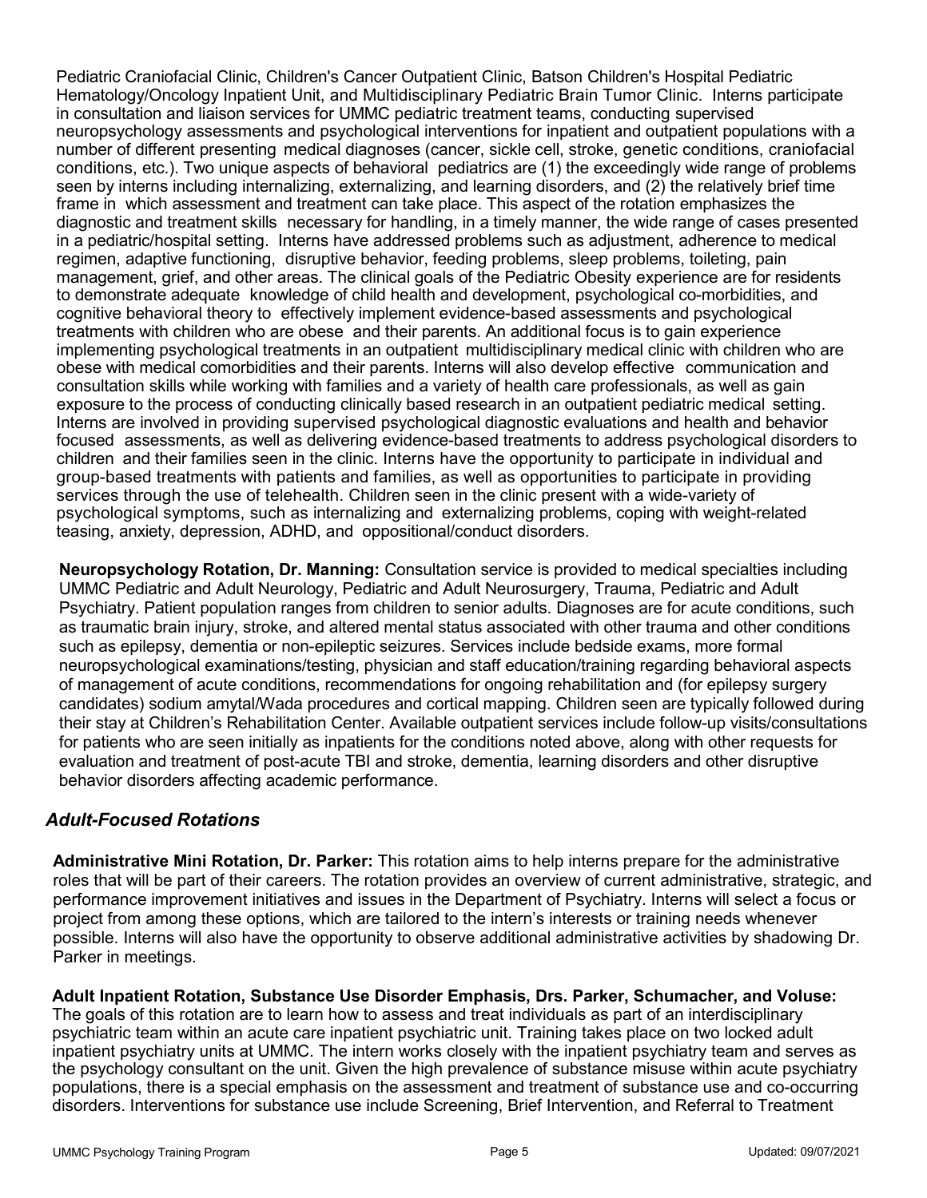Pediatric Craniofacial Clinic, Children's Cancer Outpatient Clinic, Batson Children's Hospital Pediatric Hematology/Oncology Inpatient Unit, and Multidisciplinary Pediatric Brain Tumor Clinic. Interns participate in consultation and liaison services for UMMC pediatric treatment teams, conducting supervised neuropsychology assessments and psychological interventions for inpatient and outpatient populations with a number of different presenting medical diagnoses (cancer, sickle cell, stroke, genetic conditions, craniofacial conditions, etc.). Two unique aspects of behavioral pediatrics are (1) the exceedingly wide range of problems seen by interns including internalizing, externalizing, and learning disorders, and (2) the relatively brief time frame in which assessment and treatment can take place. This aspect of the rotation emphasizes the diagnostic and treatment skills necessary for handling, in a timely manner, the wide range of cases presented in a pediatric/hospital setting. Interns have addressed problems such as adjustment, adherence to medical regimen, adaptive functioning, disruptive behavior, feeding problems, sleep problems, toileting, pain management, grief, and other areas. The clinical goals of the Pediatric Obesity experience are for residents to demonstrate adequate knowledge of child health and development, psychological co-morbidities, and cognitive behavioral theory to effectively implement evidence-based assessments and psychological treatments with children who are obese and their parents. An additional focus is to gain experience implementing psychological treatments in an outpatient multidisciplinary medical clinic with children who are obese with medical comorbidities and their parents. Interns will also develop effective communication and consultation skills while working with families and a variety of health care professionals, as well as gain exposure to the process of conducting clinically based research in an outpatient pediatric medical setting. Interns are involved in providing supervised psychological diagnostic evaluations and health and behavior focused assessments, as well as delivering evidence-based treatments to address psychological disorders to children and their families seen in the clinic. Interns have the opportunity to participate in individual and group-based treatments with patients and families, as well as opportunities to participate in providing services through the use of telehealth. Children seen in the clinic present with a wide-variety of psychological symptoms, such as internalizing and externalizing problems, coping with weight-related teasing, anxiety, depression, ADHD, and oppositional/conduct disorders.

**Neuropsychology Rotation, Dr. Manning:** Consultation service is provided to medical specialties including UMMC Pediatric and Adult Neurology, Pediatric and Adult Neurosurgery, Trauma, Pediatric and Adult Psychiatry. Patient population ranges from children to senior adults. Diagnoses are for acute conditions, such as traumatic brain injury, stroke, and altered mental status associated with other trauma and other conditions such as epilepsy, dementia or non-epileptic seizures. Services include bedside exams, more formal neuropsychological examinations/testing, physician and staff education/training regarding behavioral aspects of management of acute conditions, recommendations for ongoing rehabilitation and (for epilepsy surgery candidates) sodium amytal/Wada procedures and cortical mapping. Children seen are typically followed during their stay at Children's Rehabilitation Center. Available outpatient services include follow-up visits/consultations for patients who are seen initially as inpatients for the conditions noted above, along with other requests for evaluation and treatment of post-acute TBI and stroke, dementia, learning disorders and other disruptive behavior disorders affecting academic performance.

## *Adult-Focused Rotations*

**Administrative Mini Rotation, Dr. Parker:** This rotation aims to help interns prepare for the administrative roles that will be part of their careers. The rotation provides an overview of current administrative, strategic, and performance improvement initiatives and issues in the Department of Psychiatry. Interns will select a focus or project from among these options, which are tailored to the intern's interests or training needs whenever possible. Interns will also have the opportunity to observe additional administrative activities by shadowing Dr. Parker in meetings.

**Adult Inpatient Rotation, Substance Use Disorder Emphasis, Drs. Parker, Schumacher, and Voluse:** The goals of this rotation are to learn how to assess and treat individuals as part of an interdisciplinary psychiatric team within an acute care inpatient psychiatric unit. Training takes place on two locked adult inpatient psychiatry units at UMMC. The intern works closely with the inpatient psychiatry team and serves as the psychology consultant on the unit. Given the high prevalence of substance misuse within acute psychiatry populations, there is a special emphasis on the assessment and treatment of substance use and co-occurring disorders. Interventions for substance use include Screening, Brief Intervention, and Referral to Treatment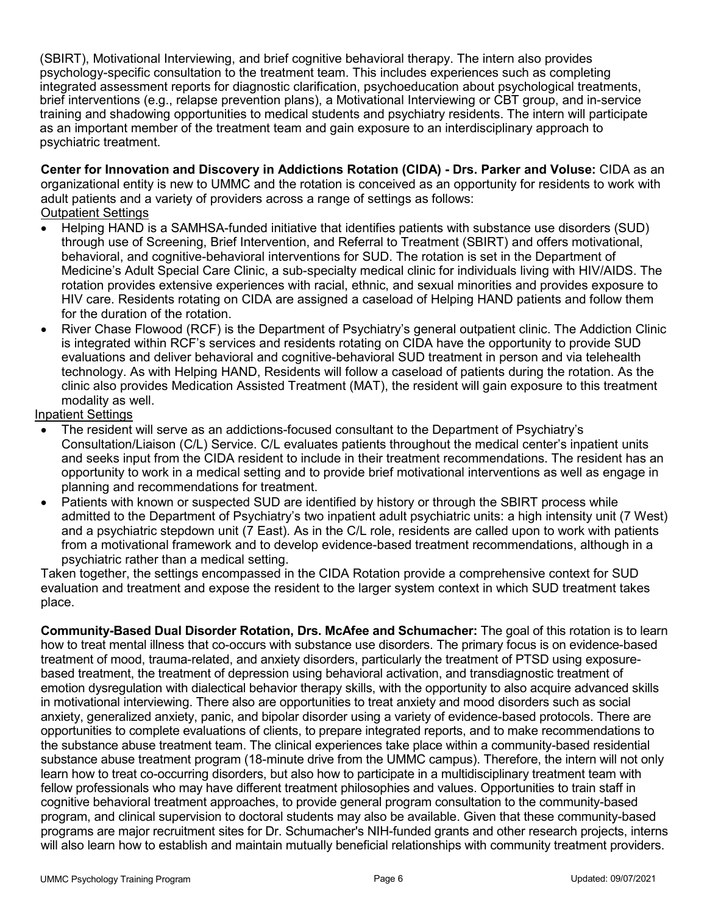(SBIRT), Motivational Interviewing, and brief cognitive behavioral therapy. The intern also provides psychology-specific consultation to the treatment team. This includes experiences such as completing integrated assessment reports for diagnostic clarification, psychoeducation about psychological treatments, brief interventions (e.g., relapse prevention plans), a Motivational Interviewing or CBT group, and in-service training and shadowing opportunities to medical students and psychiatry residents. The intern will participate as an important member of the treatment team and gain exposure to an interdisciplinary approach to psychiatric treatment.

**Center for Innovation and Discovery in Addictions Rotation (CIDA) - Drs. Parker and Voluse:** CIDA as an organizational entity is new to UMMC and the rotation is conceived as an opportunity for residents to work with adult patients and a variety of providers across a range of settings as follows:

Outpatient Settings

- Helping HAND is a SAMHSA-funded initiative that identifies patients with substance use disorders (SUD) through use of Screening, Brief Intervention, and Referral to Treatment (SBIRT) and offers motivational, behavioral, and cognitive-behavioral interventions for SUD. The rotation is set in the Department of Medicine's Adult Special Care Clinic, a sub-specialty medical clinic for individuals living with HIV/AIDS. The rotation provides extensive experiences with racial, ethnic, and sexual minorities and provides exposure to HIV care. Residents rotating on CIDA are assigned a caseload of Helping HAND patients and follow them for the duration of the rotation.
- River Chase Flowood (RCF) is the Department of Psychiatry's general outpatient clinic. The Addiction Clinic is integrated within RCF's services and residents rotating on CIDA have the opportunity to provide SUD evaluations and deliver behavioral and cognitive-behavioral SUD treatment in person and via telehealth technology. As with Helping HAND, Residents will follow a caseload of patients during the rotation. As the clinic also provides Medication Assisted Treatment (MAT), the resident will gain exposure to this treatment modality as well.

Inpatient Settings

- The resident will serve as an addictions-focused consultant to the Department of Psychiatry's Consultation/Liaison (C/L) Service. C/L evaluates patients throughout the medical center's inpatient units and seeks input from the CIDA resident to include in their treatment recommendations. The resident has an opportunity to work in a medical setting and to provide brief motivational interventions as well as engage in planning and recommendations for treatment.
- Patients with known or suspected SUD are identified by history or through the SBIRT process while admitted to the Department of Psychiatry's two inpatient adult psychiatric units: a high intensity unit (7 West) and a psychiatric stepdown unit (7 East). As in the C/L role, residents are called upon to work with patients from a motivational framework and to develop evidence-based treatment recommendations, although in a psychiatric rather than a medical setting.

Taken together, the settings encompassed in the CIDA Rotation provide a comprehensive context for SUD evaluation and treatment and expose the resident to the larger system context in which SUD treatment takes place.

**Community-Based Dual Disorder Rotation, Drs. McAfee and Schumacher:** The goal of this rotation is to learn how to treat mental illness that co-occurs with substance use disorders. The primary focus is on evidence-based treatment of mood, trauma-related, and anxiety disorders, particularly the treatment of PTSD using exposure-based treatment, the treatment of depression using behavioral activation, and transdiagnostic treatment of emotion dysregulation with dialectical behavior therapy skills, with the opportunity to also acquire advanced skills in motivational interviewing. There also are opportunities to treat anxiety and mood disorders such as social anxiety, generalized anxiety, panic, and bipolar disorder using a variety of evidence-based protocols. There are opportunities to complete evaluations of clients, to prepare integrated reports, and to make recommendations to the substance abuse treatment team. The clinical experiences take place within a community-based residential substance abuse treatment program (18-minute drive from the UMMC campus). Therefore, the intern will not only learn how to treat co-occurring disorders, but also how to participate in a multidisciplinary treatment team with fellow professionals who may have different treatment philosophies and values. Opportunities to train staff in cognitive behavioral treatment approaches, to provide general program consultation to the community-based program, and clinical supervision to doctoral students may also be available. Given that these community-based programs are major recruitment sites for Dr. Schumacher's NIH-funded grants and other research projects, interns will also learn how to establish and maintain mutually beneficial relationships with community treatment providers.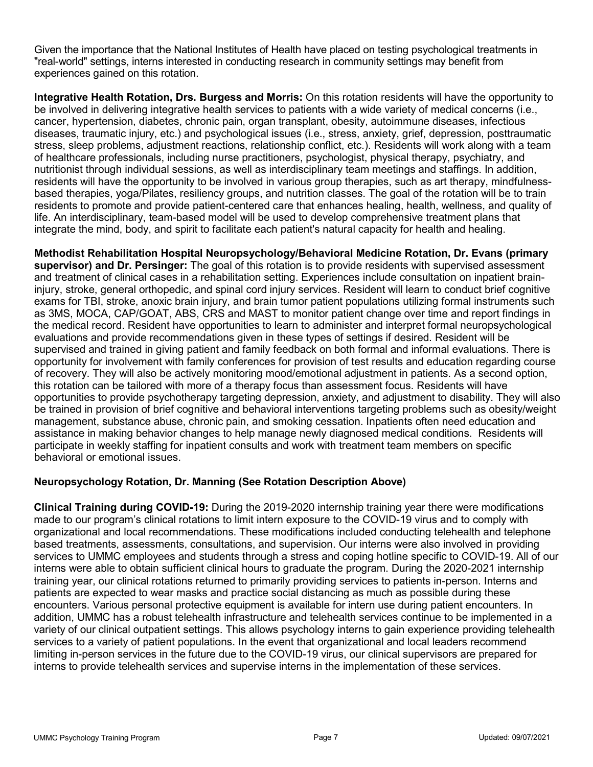Given the importance that the National Institutes of Health have placed on testing psychological treatments in "real-world" settings, interns interested in conducting research in community settings may benefit from experiences gained on this rotation.

**Integrative Health Rotation, Drs. Burgess and Morris:** On this rotation residents will have the opportunity to be involved in delivering integrative health services to patients with a wide variety of medical concerns (i.e., cancer, hypertension, diabetes, chronic pain, organ transplant, obesity, autoimmune diseases, infectious diseases, traumatic injury, etc.) and psychological issues (i.e., stress, anxiety, grief, depression, posttraumatic stress, sleep problems, adjustment reactions, relationship conflict, etc.). Residents will work along with a team of healthcare professionals, including nurse practitioners, psychologist, physical therapy, psychiatry, and nutritionist through individual sessions, as well as interdisciplinary team meetings and staffings. In addition, residents will have the opportunity to be involved in various group therapies, such as art therapy, mindfulness-based therapies, yoga/Pilates, resiliency groups, and nutrition classes. The goal of the rotation will be to train residents to promote and provide patient-centered care that enhances healing, health, wellness, and quality of life. An interdisciplinary, team-based model will be used to develop comprehensive treatment plans that integrate the mind, body, and spirit to facilitate each patient's natural capacity for health and healing.

**Methodist Rehabilitation Hospital Neuropsychology/Behavioral Medicine Rotation, Dr. Evans (primary supervisor) and Dr. Persinger:** The goal of this rotation is to provide residents with supervised assessment and treatment of clinical cases in a rehabilitation setting. Experiences include consultation on inpatient brain-injury, stroke, general orthopedic, and spinal cord injury services. Resident will learn to conduct brief cognitive exams for TBI, stroke, anoxic brain injury, and brain tumor patient populations utilizing formal instruments such as 3MS, MOCA, CAP/GOAT, ABS, CRS and MAST to monitor patient change over time and report findings in the medical record. Resident have opportunities to learn to administer and interpret formal neuropsychological evaluations and provide recommendations given in these types of settings if desired. Resident will be supervised and trained in giving patient and family feedback on both formal and informal evaluations. There is opportunity for involvement with family conferences for provision of test results and education regarding course of recovery. They will also be actively monitoring mood/emotional adjustment in patients. As a second option, this rotation can be tailored with more of a therapy focus than assessment focus. Residents will have opportunities to provide psychotherapy targeting depression, anxiety, and adjustment to disability. They will also be trained in provision of brief cognitive and behavioral interventions targeting problems such as obesity/weight management, substance abuse, chronic pain, and smoking cessation. Inpatients often need education and assistance in making behavior changes to help manage newly diagnosed medical conditions. Residents will participate in weekly staffing for inpatient consults and work with treatment team members on specific behavioral or emotional issues.

**Neuropsychology Rotation, Dr. Manning (See Rotation Description Above)**

**Clinical Training during COVID-19:** During the 2019-2020 internship training year there were modifications made to our program's clinical rotations to limit intern exposure to the COVID-19 virus and to comply with organizational and local recommendations. These modifications included conducting telehealth and telephone based treatments, assessments, consultations, and supervision. Our interns were also involved in providing services to UMMC employees and students through a stress and coping hotline specific to COVID-19. All of our interns were able to obtain sufficient clinical hours to graduate the program. During the 2020-2021 internship training year, our clinical rotations returned to primarily providing services to patients in-person. Interns and patients are expected to wear masks and practice social distancing as much as possible during these encounters. Various personal protective equipment is available for intern use during patient encounters. In addition, UMMC has a robust telehealth infrastructure and telehealth services continue to be implemented in a variety of our clinical outpatient settings. This allows psychology interns to gain experience providing telehealth services to a variety of patient populations. In the event that organizational and local leaders recommend limiting in-person services in the future due to the COVID-19 virus, our clinical supervisors are prepared for interns to provide telehealth services and supervise interns in the implementation of these services.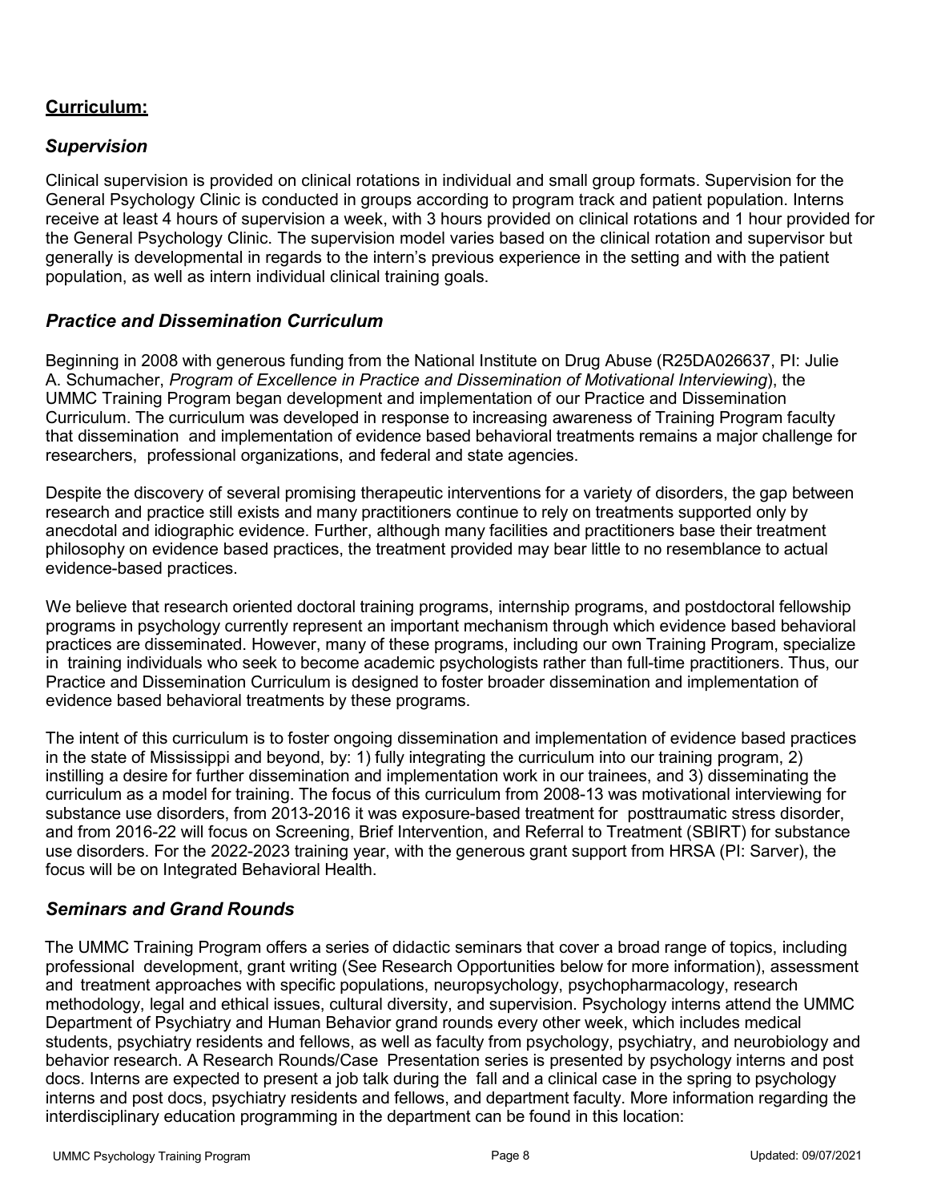## **Curriculum:**

### *Supervision*

Clinical supervision is provided on clinical rotations in individual and small group formats. Supervision for the General Psychology Clinic is conducted in groups according to program track and patient population. Interns receive at least 4 hours of supervision a week, with 3 hours provided on clinical rotations and 1 hour provided for the General Psychology Clinic. The supervision model varies based on the clinical rotation and supervisor but generally is developmental in regards to the intern's previous experience in the setting and with the patient population, as well as intern individual clinical training goals.

### *Practice and Dissemination Curriculum*

Beginning in 2008 with generous funding from the National Institute on Drug Abuse (R25DA026637, PI: Julie A. Schumacher, *Program of Excellence in Practice and Dissemination of Motivational Interviewing*), the UMMC Training Program began development and implementation of our Practice and Dissemination Curriculum. The curriculum was developed in response to increasing awareness of Training Program faculty that dissemination and implementation of evidence based behavioral treatments remains a major challenge for researchers, professional organizations, and federal and state agencies.

Despite the discovery of several promising therapeutic interventions for a variety of disorders, the gap between research and practice still exists and many practitioners continue to rely on treatments supported only by anecdotal and idiographic evidence. Further, although many facilities and practitioners base their treatment philosophy on evidence based practices, the treatment provided may bear little to no resemblance to actual evidence-based practices.

We believe that research oriented doctoral training programs, internship programs, and postdoctoral fellowship programs in psychology currently represent an important mechanism through which evidence based behavioral practices are disseminated. However, many of these programs, including our own Training Program, specialize in training individuals who seek to become academic psychologists rather than full-time practitioners. Thus, our Practice and Dissemination Curriculum is designed to foster broader dissemination and implementation of evidence based behavioral treatments by these programs.

The intent of this curriculum is to foster ongoing dissemination and implementation of evidence based practices in the state of Mississippi and beyond, by: 1) fully integrating the curriculum into our training program, 2) instilling a desire for further dissemination and implementation work in our trainees, and 3) disseminating the curriculum as a model for training. The focus of this curriculum from 2008-13 was motivational interviewing for substance use disorders, from 2013-2016 it was exposure-based treatment for posttraumatic stress disorder, and from 2016-22 will focus on Screening, Brief Intervention, and Referral to Treatment (SBIRT) for substance use disorders. For the 2022-2023 training year, with the generous grant support from HRSA (PI: Sarver), the focus will be on Integrated Behavioral Health.

### *Seminars and Grand Rounds*

The UMMC Training Program offers a series of didactic seminars that cover a broad range of topics, including professional development, grant writing (See Research Opportunities below for more information), assessment and treatment approaches with specific populations, neuropsychology, psychopharmacology, research methodology, legal and ethical issues, cultural diversity, and supervision. Psychology interns attend the UMMC Department of Psychiatry and Human Behavior grand rounds every other week, which includes medical students, psychiatry residents and fellows, as well as faculty from psychology, psychiatry, and neurobiology and behavior research. A Research Rounds/Case Presentation series is presented by psychology interns and post docs. Interns are expected to present a job talk during the fall and a clinical case in the spring to psychology interns and post docs, psychiatry residents and fellows, and department faculty. More information regarding the interdisciplinary education programming in the department can be found in this location: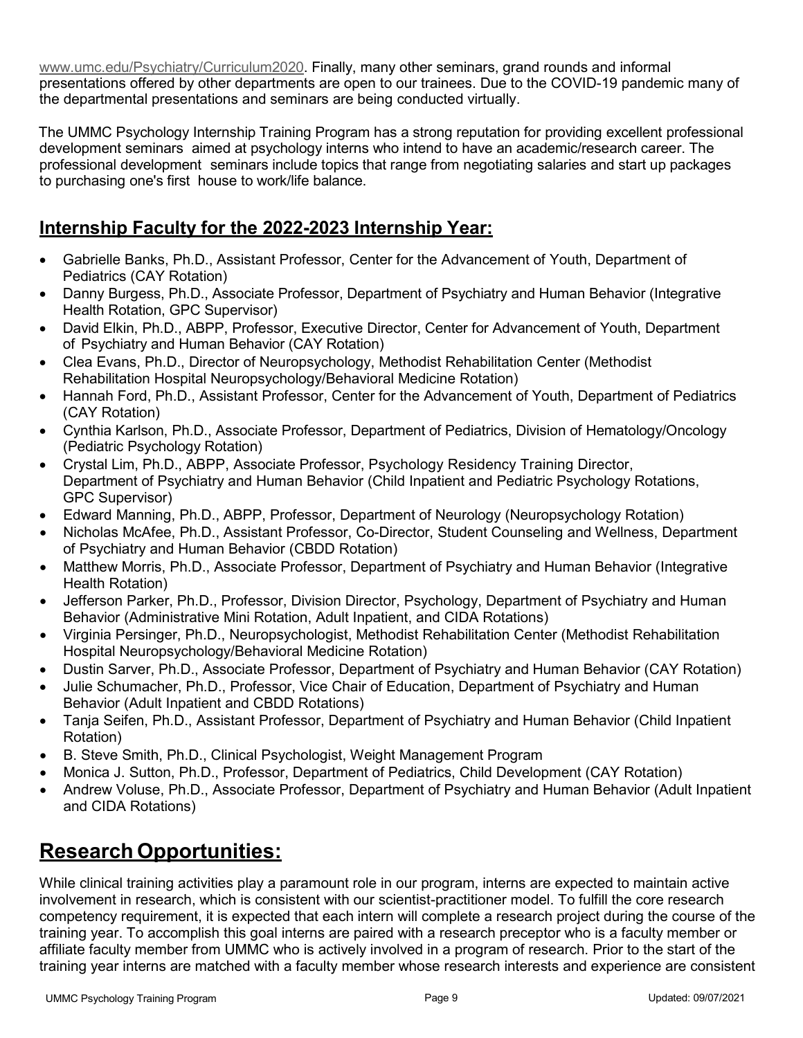www.umc.edu/Psychiatry/Curriculum2020. Finally, many other seminars, grand rounds and informal presentations offered by other departments are open to our trainees. Due to the COVID-19 pandemic many of the departmental presentations and seminars are being conducted virtually.

The UMMC Psychology Internship Training Program has a strong reputation for providing excellent professional development seminars aimed at psychology interns who intend to have an academic/research career. The professional development seminars include topics that range from negotiating salaries and start up packages to purchasing one's first house to work/life balance.

## Internship Faculty for the 2022-2023 Internship Year:

- Gabrielle Banks, Ph.D., Assistant Professor, Center for the Advancement of Youth, Department of Pediatrics (CAY Rotation)
- Danny Burgess, Ph.D., Associate Professor, Department of Psychiatry and Human Behavior (Integrative Health Rotation, GPC Supervisor)
- David Elkin, Ph.D., ABPP, Professor, Executive Director, Center for Advancement of Youth, Department of Psychiatry and Human Behavior (CAY Rotation)
- Clea Evans, Ph.D., Director of Neuropsychology, Methodist Rehabilitation Center (Methodist Rehabilitation Hospital Neuropsychology/Behavioral Medicine Rotation)
- Hannah Ford, Ph.D., Assistant Professor, Center for the Advancement of Youth, Department of Pediatrics (CAY Rotation)
- Cynthia Karlson, Ph.D., Associate Professor, Department of Pediatrics, Division of Hematology/Oncology (Pediatric Psychology Rotation)
- Crystal Lim, Ph.D., ABPP, Associate Professor, Psychology Residency Training Director, Department of Psychiatry and Human Behavior (Child Inpatient and Pediatric Psychology Rotations, GPC Supervisor)
- Edward Manning, Ph.D., ABPP, Professor, Department of Neurology (Neuropsychology Rotation)
- Nicholas McAfee, Ph.D., Assistant Professor, Co-Director, Student Counseling and Wellness, Department of Psychiatry and Human Behavior (CBDD Rotation)
- Matthew Morris, Ph.D., Associate Professor, Department of Psychiatry and Human Behavior (Integrative Health Rotation)
- Jefferson Parker, Ph.D., Professor, Division Director, Psychology, Department of Psychiatry and Human Behavior (Administrative Mini Rotation, Adult Inpatient, and CIDA Rotations)
- Virginia Persinger, Ph.D., Neuropsychologist, Methodist Rehabilitation Center (Methodist Rehabilitation Hospital Neuropsychology/Behavioral Medicine Rotation)
- Dustin Sarver, Ph.D., Associate Professor, Department of Psychiatry and Human Behavior (CAY Rotation)
- Julie Schumacher, Ph.D., Professor, Vice Chair of Education, Department of Psychiatry and Human Behavior (Adult Inpatient and CBDD Rotations)
- Tanja Seifen, Ph.D., Assistant Professor, Department of Psychiatry and Human Behavior (Child Inpatient Rotation)
- B. Steve Smith, Ph.D., Clinical Psychologist, Weight Management Program
- Monica J. Sutton, Ph.D., Professor, Department of Pediatrics, Child Development (CAY Rotation)
- Andrew Voluse, Ph.D., Associate Professor, Department of Psychiatry and Human Behavior (Adult Inpatient and CIDA Rotations)

# Research Opportunities:

While clinical training activities play a paramount role in our program, interns are expected to maintain active involvement in research, which is consistent with our scientist-practitioner model. To fulfill the core research competency requirement, it is expected that each intern will complete a research project during the course of the training year. To accomplish this goal interns are paired with a research preceptor who is a faculty member or affiliate faculty member from UMMC who is actively involved in a program of research. Prior to the start of the training year interns are matched with a faculty member whose research interests and experience are consistent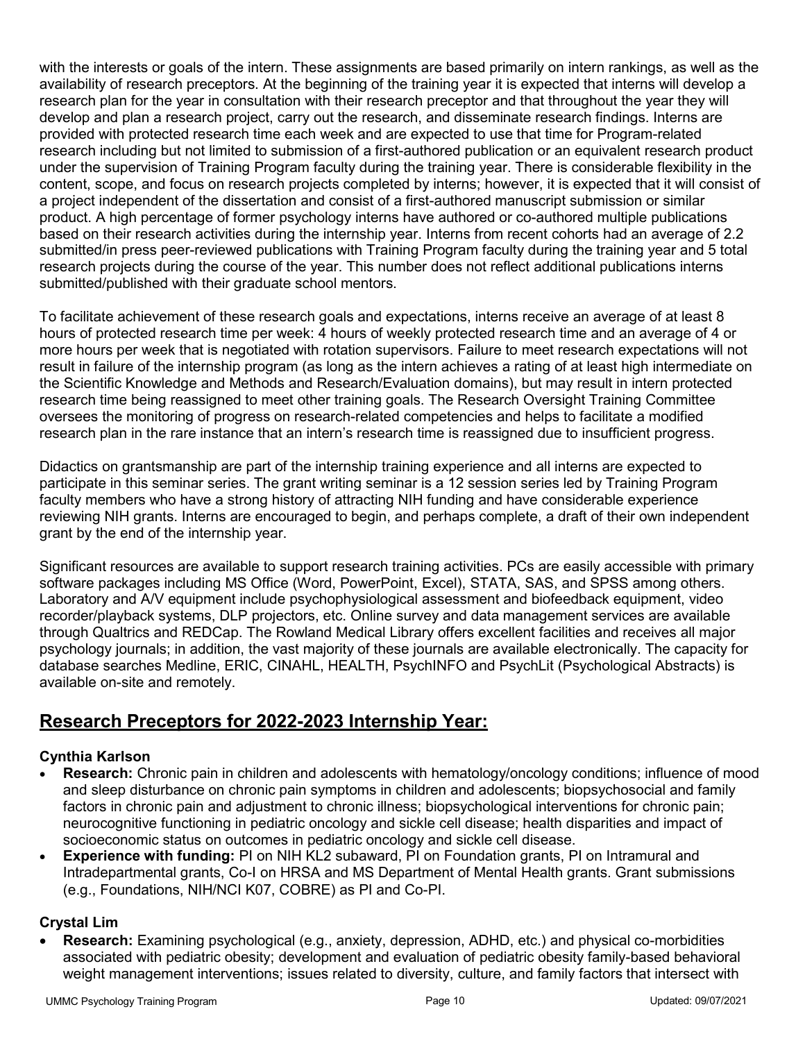with the interests or goals of the intern. These assignments are based primarily on intern rankings, as well as the availability of research preceptors. At the beginning of the training year it is expected that interns will develop a research plan for the year in consultation with their research preceptor and that throughout the year they will develop and plan a research project, carry out the research, and disseminate research findings. Interns are provided with protected research time each week and are expected to use that time for Program-related research including but not limited to submission of a first-authored publication or an equivalent research product under the supervision of Training Program faculty during the training year. There is considerable flexibility in the content, scope, and focus on research projects completed by interns; however, it is expected that it will consist of a project independent of the dissertation and consist of a first-authored manuscript submission or similar product. A high percentage of former psychology interns have authored or co-authored multiple publications based on their research activities during the internship year. Interns from recent cohorts had an average of 2.2 submitted/in press peer-reviewed publications with Training Program faculty during the training year and 5 total research projects during the course of the year. This number does not reflect additional publications interns submitted/published with their graduate school mentors.

To facilitate achievement of these research goals and expectations, interns receive an average of at least 8 hours of protected research time per week: 4 hours of weekly protected research time and an average of 4 or more hours per week that is negotiated with rotation supervisors. Failure to meet research expectations will not result in failure of the internship program (as long as the intern achieves a rating of at least high intermediate on the Scientific Knowledge and Methods and Research/Evaluation domains), but may result in intern protected research time being reassigned to meet other training goals. The Research Oversight Training Committee oversees the monitoring of progress on research-related competencies and helps to facilitate a modified research plan in the rare instance that an intern's research time is reassigned due to insufficient progress.

Didactics on grantsmanship are part of the internship training experience and all interns are expected to participate in this seminar series. The grant writing seminar is a 12 session series led by Training Program faculty members who have a strong history of attracting NIH funding and have considerable experience reviewing NIH grants. Interns are encouraged to begin, and perhaps complete, a draft of their own independent grant by the end of the internship year.

Significant resources are available to support research training activities. PCs are easily accessible with primary software packages including MS Office (Word, PowerPoint, Excel), STATA, SAS, and SPSS among others. Laboratory and A/V equipment include psychophysiological assessment and biofeedback equipment, video recorder/playback systems, DLP projectors, etc. Online survey and data management services are available through Qualtrics and REDCap. The Rowland Medical Library offers excellent facilities and receives all major psychology journals; in addition, the vast majority of these journals are available electronically. The capacity for database searches Medline, ERIC, CINAHL, HEALTH, PsychINFO and PsychLit (Psychological Abstracts) is available on-site and remotely.

## Research Preceptors for 2022-2023 Internship Year:

### Cynthia Karlson

- **Research:** Chronic pain in children and adolescents with hematology/oncology conditions; influence of mood and sleep disturbance on chronic pain symptoms in children and adolescents; biopsychosocial and family factors in chronic pain and adjustment to chronic illness; biopsychological interventions for chronic pain; neurocognitive functioning in pediatric oncology and sickle cell disease; health disparities and impact of socioeconomic status on outcomes in pediatric oncology and sickle cell disease.
- **Experience with funding:** PI on NIH KL2 subaward, PI on Foundation grants, PI on Intramural and Intradepartmental grants, Co-I on HRSA and MS Department of Mental Health grants. Grant submissions (e.g., Foundations, NIH/NCI K07, COBRE) as PI and Co-PI.

### Crystal Lim

- **Research:** Examining psychological (e.g., anxiety, depression, ADHD, etc.) and physical co-morbidities associated with pediatric obesity; development and evaluation of pediatric obesity family-based behavioral weight management interventions; issues related to diversity, culture, and family factors that intersect with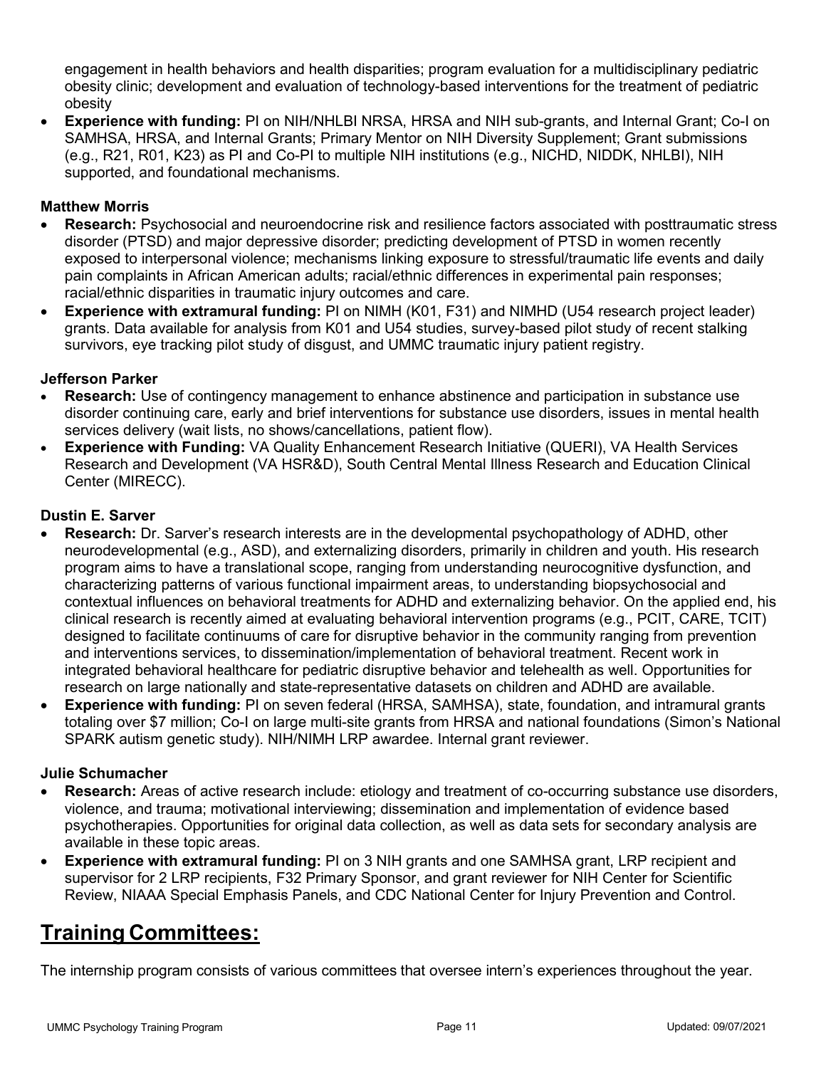engagement in health behaviors and health disparities; program evaluation for a multidisciplinary pediatric obesity clinic; development and evaluation of technology-based interventions for the treatment of pediatric obesity

- **Experience with funding:** PI on NIH/NHLBI NRSA, HRSA and NIH sub-grants, and Internal Grant; Co-I on SAMHSA, HRSA, and Internal Grants; Primary Mentor on NIH Diversity Supplement; Grant submissions (e.g., R21, R01, K23) as PI and Co-PI to multiple NIH institutions (e.g., NICHD, NIDDK, NHLBI), NIH supported, and foundational mechanisms.

**Matthew Morris**

- **Research:** Psychosocial and neuroendocrine risk and resilience factors associated with posttraumatic stress disorder (PTSD) and major depressive disorder; predicting development of PTSD in women recently exposed to interpersonal violence; mechanisms linking exposure to stressful/traumatic life events and daily pain complaints in African American adults; racial/ethnic differences in experimental pain responses; racial/ethnic disparities in traumatic injury outcomes and care.
- **Experience with extramural funding:** PI on NIMH (K01, F31) and NIMHD (U54 research project leader) grants. Data available for analysis from K01 and U54 studies, survey-based pilot study of recent stalking survivors, eye tracking pilot study of disgust, and UMMC traumatic injury patient registry.

**Jefferson Parker**

- **Research:** Use of contingency management to enhance abstinence and participation in substance use disorder continuing care, early and brief interventions for substance use disorders, issues in mental health services delivery (wait lists, no shows/cancellations, patient flow).
- **Experience with Funding:** VA Quality Enhancement Research Initiative (QUERI), VA Health Services Research and Development (VA HSR&D), South Central Mental Illness Research and Education Clinical Center (MIRECC).

**Dustin E. Sarver**

- **Research:** Dr. Sarver's research interests are in the developmental psychopathology of ADHD, other neurodevelopmental (e.g., ASD), and externalizing disorders, primarily in children and youth. His research program aims to have a translational scope, ranging from understanding neurocognitive dysfunction, and characterizing patterns of various functional impairment areas, to understanding biopsychosocial and contextual influences on behavioral treatments for ADHD and externalizing behavior. On the applied end, his clinical research is recently aimed at evaluating behavioral intervention programs (e.g., PCIT, CARE, TCIT) designed to facilitate continuums of care for disruptive behavior in the community ranging from prevention and interventions services, to dissemination/implementation of behavioral treatment. Recent work in integrated behavioral healthcare for pediatric disruptive behavior and telehealth as well. Opportunities for research on large nationally and state-representative datasets on children and ADHD are available.
- **Experience with funding:** PI on seven federal (HRSA, SAMHSA), state, foundation, and intramural grants totaling over $7 million; Co-I on large multi-site grants from HRSA and national foundations (Simon's National SPARK autism genetic study). NIH/NIMH LRP awardee. Internal grant reviewer.

**Julie Schumacher**

- **Research:** Areas of active research include: etiology and treatment of co-occurring substance use disorders, violence, and trauma; motivational interviewing; dissemination and implementation of evidence based psychotherapies. Opportunities for original data collection, as well as data sets for secondary analysis are available in these topic areas.
- **Experience with extramural funding:** PI on 3 NIH grants and one SAMHSA grant, LRP recipient and supervisor for 2 LRP recipients, F32 Primary Sponsor, and grant reviewer for NIH Center for Scientific Review, NIAAA Special Emphasis Panels, and CDC National Center for Injury Prevention and Control.

## Training Committees:

The internship program consists of various committees that oversee intern's experiences throughout the year.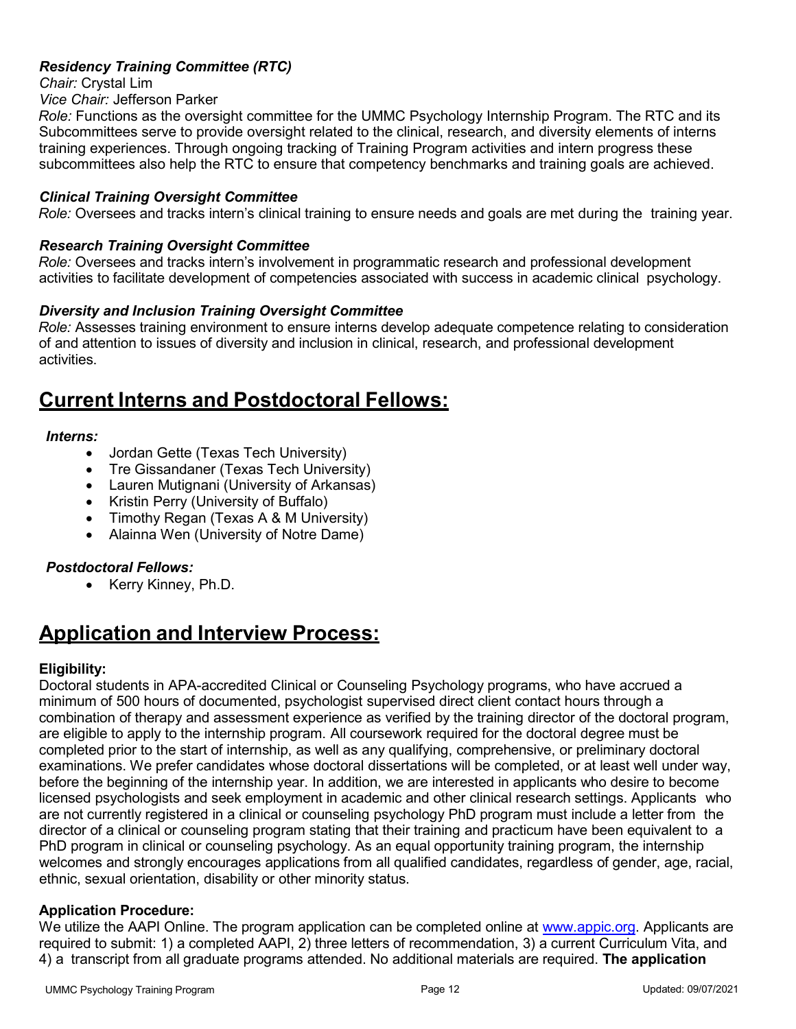### *Residency Training Committee (RTC)*

*Chair:* Crystal Lim
*Vice Chair:* Jefferson Parker
*Role:* Functions as the oversight committee for the UMMC Psychology Internship Program. The RTC and its Subcommittees serve to provide oversight related to the clinical, research, and diversity elements of interns training experiences. Through ongoing tracking of Training Program activities and intern progress these subcommittees also help the RTC to ensure that competency benchmarks and training goals are achieved.

### *Clinical Training Oversight Committee*

*Role:* Oversees and tracks intern's clinical training to ensure needs and goals are met during the training year.

### *Research Training Oversight Committee*

*Role:* Oversees and tracks intern's involvement in programmatic research and professional development activities to facilitate development of competencies associated with success in academic clinical psychology.

### *Diversity and Inclusion Training Oversight Committee*

*Role:* Assesses training environment to ensure interns develop adequate competence relating to consideration of and attention to issues of diversity and inclusion in clinical, research, and professional development activities.

## Current Interns and Postdoctoral Fellows:

***Interns:***

- Jordan Gette (Texas Tech University)
- Tre Gissandaner (Texas Tech University)
- Lauren Mutignani (University of Arkansas)
- Kristin Perry (University of Buffalo)
- Timothy Regan (Texas A & M University)
- Alainna Wen (University of Notre Dame)

***Postdoctoral Fellows:***

- Kerry Kinney, Ph.D.

## Application and Interview Process:

**Eligibility:**
Doctoral students in APA-accredited Clinical or Counseling Psychology programs, who have accrued a minimum of 500 hours of documented, psychologist supervised direct client contact hours through a combination of therapy and assessment experience as verified by the training director of the doctoral program, are eligible to apply to the internship program. All coursework required for the doctoral degree must be completed prior to the start of internship, as well as any qualifying, comprehensive, or preliminary doctoral examinations. We prefer candidates whose doctoral dissertations will be completed, or at least well under way, before the beginning of the internship year. In addition, we are interested in applicants who desire to become licensed psychologists and seek employment in academic and other clinical research settings. Applicants who are not currently registered in a clinical or counseling psychology PhD program must include a letter from the director of a clinical or counseling program stating that their training and practicum have been equivalent to a PhD program in clinical or counseling psychology. As an equal opportunity training program, the internship welcomes and strongly encourages applications from all qualified candidates, regardless of gender, age, racial, ethnic, sexual orientation, disability or other minority status.

**Application Procedure:**
We utilize the AAPI Online. The program application can be completed online at www.appic.org. Applicants are required to submit: 1) a completed AAPI, 2) three letters of recommendation, 3) a current Curriculum Vita, and 4) a transcript from all graduate programs attended. No additional materials are required. **The application**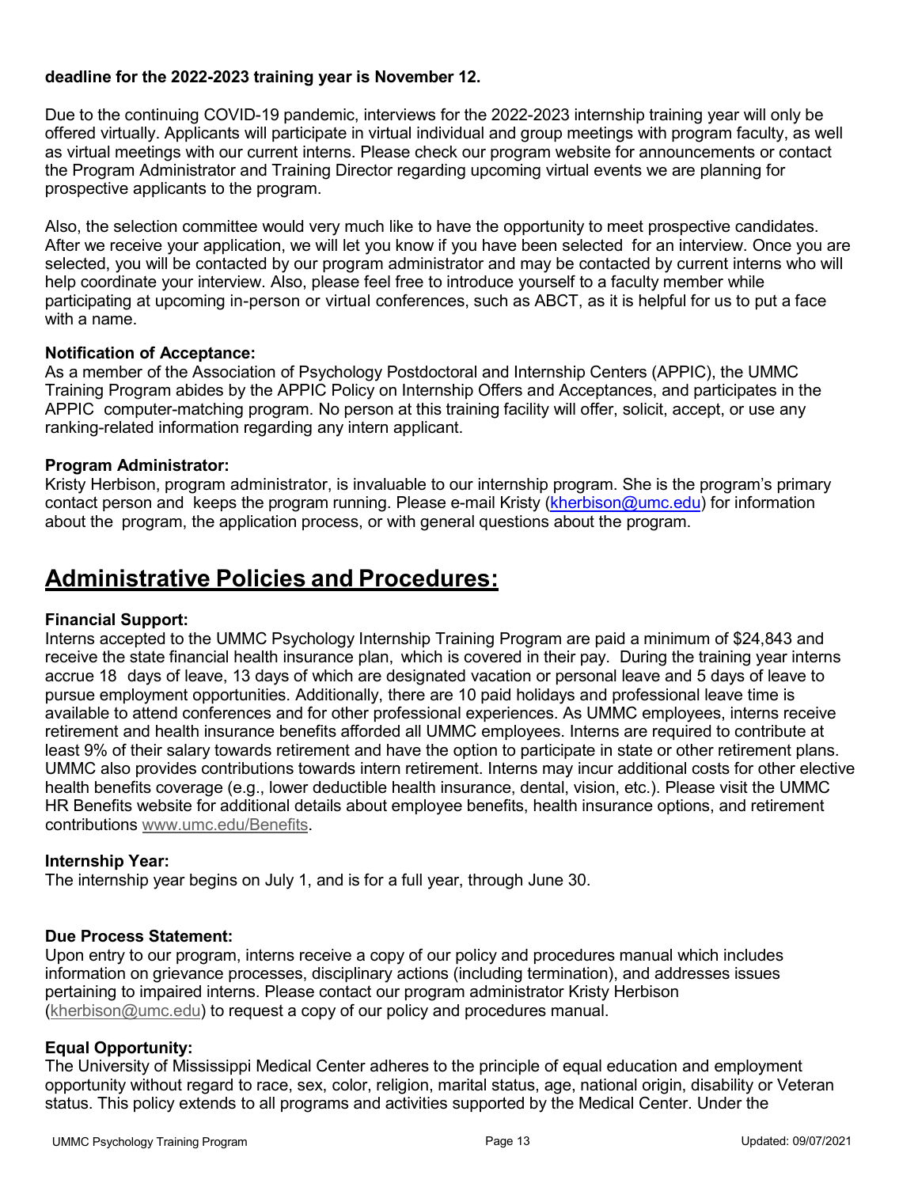**deadline for the 2022-2023 training year is November 12.**

Due to the continuing COVID-19 pandemic, interviews for the 2022-2023 internship training year will only be offered virtually. Applicants will participate in virtual individual and group meetings with program faculty, as well as virtual meetings with our current interns. Please check our program website for announcements or contact the Program Administrator and Training Director regarding upcoming virtual events we are planning for prospective applicants to the program.

Also, the selection committee would very much like to have the opportunity to meet prospective candidates. After we receive your application, we will let you know if you have been selected for an interview. Once you are selected, you will be contacted by our program administrator and may be contacted by current interns who will help coordinate your interview. Also, please feel free to introduce yourself to a faculty member while participating at upcoming in-person or virtual conferences, such as ABCT, as it is helpful for us to put a face with a name.

**Notification of Acceptance:**
As a member of the Association of Psychology Postdoctoral and Internship Centers (APPIC), the UMMC Training Program abides by the APPIC Policy on Internship Offers and Acceptances, and participates in the APPIC computer-matching program. No person at this training facility will offer, solicit, accept, or use any ranking-related information regarding any intern applicant.

**Program Administrator:**
Kristy Herbison, program administrator, is invaluable to our internship program. She is the program's primary contact person and keeps the program running. Please e-mail Kristy (kherbison@umc.edu) for information about the program, the application process, or with general questions about the program.

# Administrative Policies and Procedures:

**Financial Support:**
Interns accepted to the UMMC Psychology Internship Training Program are paid a minimum of $24,843 and receive the state financial health insurance plan, which is covered in their pay. During the training year interns accrue 18 days of leave, 13 days of which are designated vacation or personal leave and 5 days of leave to pursue employment opportunities. Additionally, there are 10 paid holidays and professional leave time is available to attend conferences and for other professional experiences. As UMMC employees, interns receive retirement and health insurance benefits afforded all UMMC employees. Interns are required to contribute at least 9% of their salary towards retirement and have the option to participate in state or other retirement plans. UMMC also provides contributions towards intern retirement. Interns may incur additional costs for other elective health benefits coverage (e.g., lower deductible health insurance, dental, vision, etc.). Please visit the UMMC HR Benefits website for additional details about employee benefits, health insurance options, and retirement contributions www.umc.edu/Benefits.

**Internship Year:**
The internship year begins on July 1, and is for a full year, through June 30.

**Due Process Statement:**
Upon entry to our program, interns receive a copy of our policy and procedures manual which includes information on grievance processes, disciplinary actions (including termination), and addresses issues pertaining to impaired interns. Please contact our program administrator Kristy Herbison (kherbison@umc.edu) to request a copy of our policy and procedures manual.

**Equal Opportunity:**
The University of Mississippi Medical Center adheres to the principle of equal education and employment opportunity without regard to race, sex, color, religion, marital status, age, national origin, disability or Veteran status. This policy extends to all programs and activities supported by the Medical Center. Under the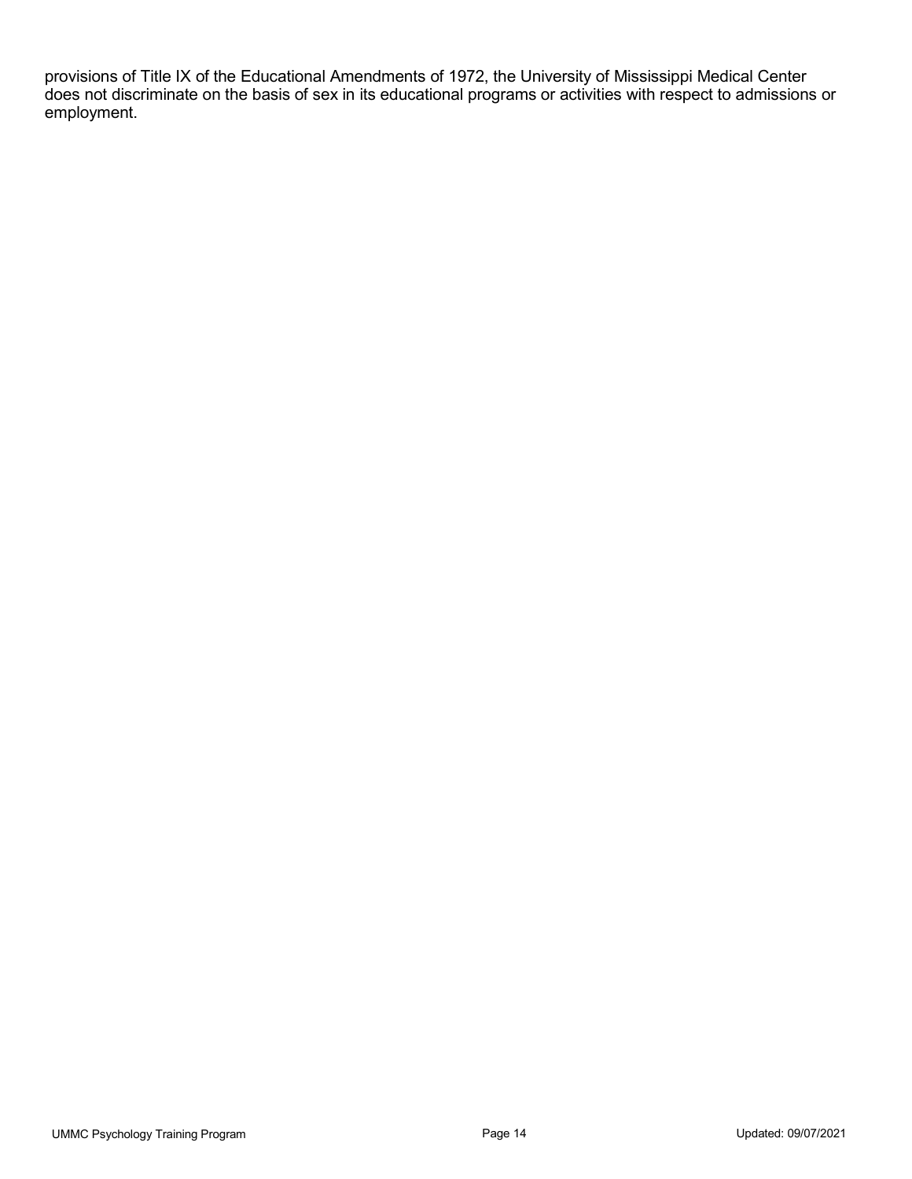provisions of Title IX of the Educational Amendments of 1972, the University of Mississippi Medical Center does not discriminate on the basis of sex in its educational programs or activities with respect to admissions or employment.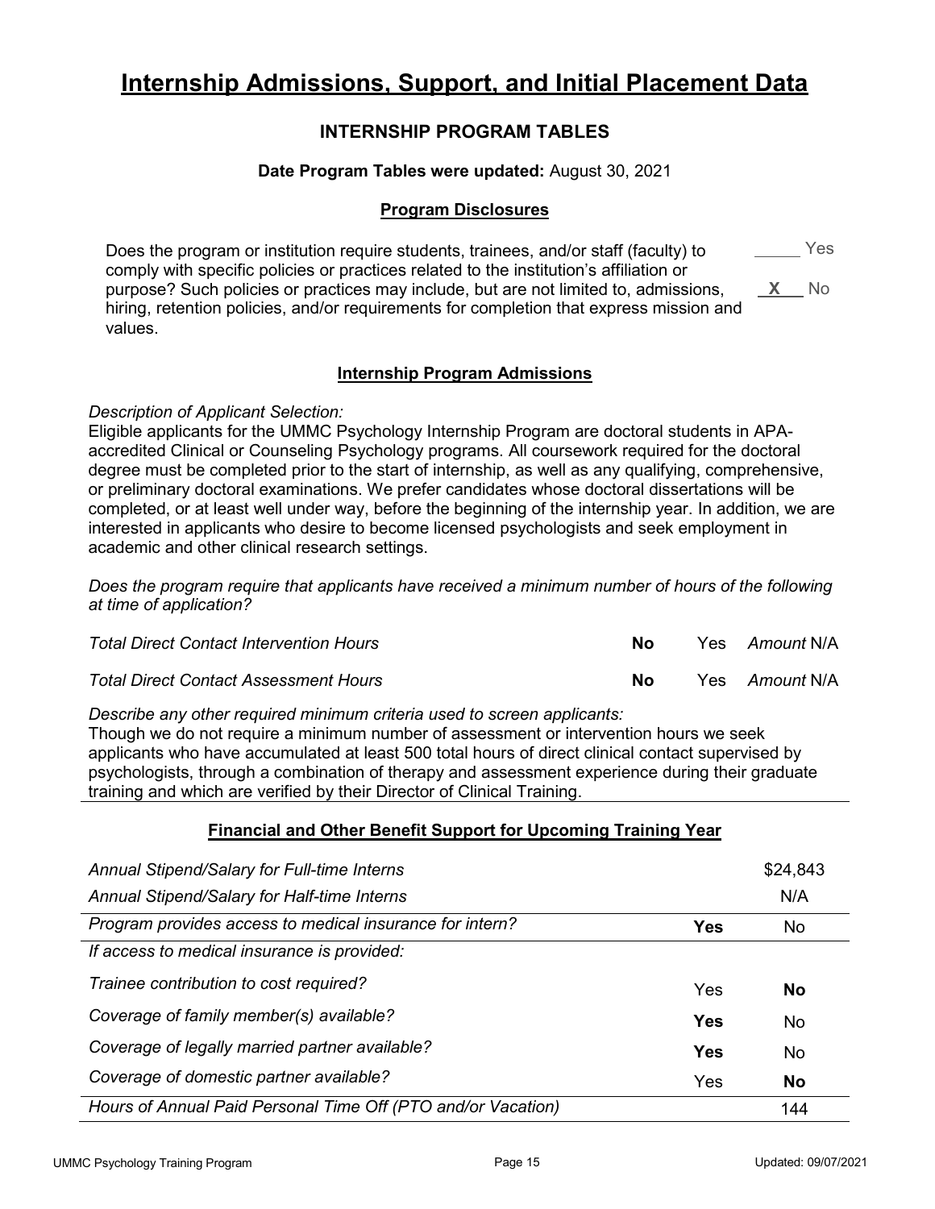# Internship Admissions, Support, and Initial Placement Data

## INTERNSHIP PROGRAM TABLES

**Date Program Tables were updated:** August 30, 2021

### Program Disclosures

| | |
|---|---|
| Does the program or institution require students, trainees, and/or staff (faculty) to comply with specific policies or practices related to the institution's affiliation or purpose? Such policies or practices may include, but are not limited to, admissions, hiring, retention policies, and/or requirements for completion that express mission and values. | _____ Yes<br>__X__ No |

### Internship Program Admissions

*Description of Applicant Selection:*

Eligible applicants for the UMMC Psychology Internship Program are doctoral students in APA-accredited Clinical or Counseling Psychology programs. All coursework required for the doctoral degree must be completed prior to the start of internship, as well as any qualifying, comprehensive, or preliminary doctoral examinations. We prefer candidates whose doctoral dissertations will be completed, or at least well under way, before the beginning of the internship year. In addition, we are interested in applicants who desire to become licensed psychologists and seek employment in academic and other clinical research settings.

*Does the program require that applicants have received a minimum number of hours of the following at time of application?*

| | | | |
|---|---|---|---|
| *Total Direct Contact Intervention Hours* | **No** | Yes | *Amount* N/A |
| *Total Direct Contact Assessment Hours* | **No** | Yes | *Amount* N/A |

*Describe any other required minimum criteria used to screen applicants:*

Though we do not require a minimum number of assessment or intervention hours we seek applicants who have accumulated at least 500 total hours of direct clinical contact supervised by psychologists, through a combination of therapy and assessment experience during their graduate training and which are verified by their Director of Clinical Training.

### Financial and Other Benefit Support for Upcoming Training Year

| | | |
|---|---|---|
| *Annual Stipend/Salary for Full-time Interns* | | $24,843 |
| *Annual Stipend/Salary for Half-time Interns* | | N/A |
| *Program provides access to medical insurance for intern?* | **Yes** | No |
| *If access to medical insurance is provided:* | | |
| *Trainee contribution to cost required?* | Yes | **No** |
| *Coverage of family member(s) available?* | **Yes** | No |
| *Coverage of legally married partner available?* | **Yes** | No |
| *Coverage of domestic partner available?* | Yes | **No** |
| *Hours of Annual Paid Personal Time Off (PTO and/or Vacation)* | | 144 |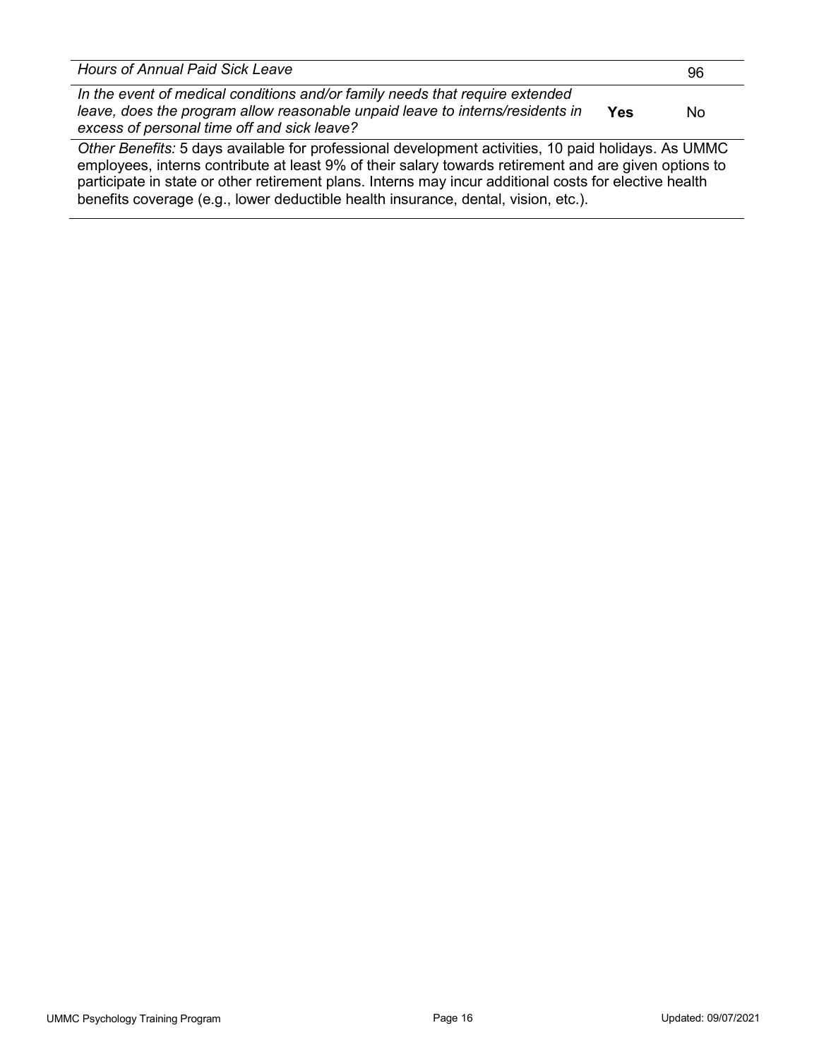| | | |
|---|---|---|
| *Hours of Annual Paid Sick Leave* | | 96 |
| *In the event of medical conditions and/or family needs that require extended leave, does the program allow reasonable unpaid leave to interns/residents in excess of personal time off and sick leave?* | **Yes** | No |

*Other Benefits:* 5 days available for professional development activities, 10 paid holidays. As UMMC employees, interns contribute at least 9% of their salary towards retirement and are given options to participate in state or other retirement plans. Interns may incur additional costs for elective health benefits coverage (e.g., lower deductible health insurance, dental, vision, etc.).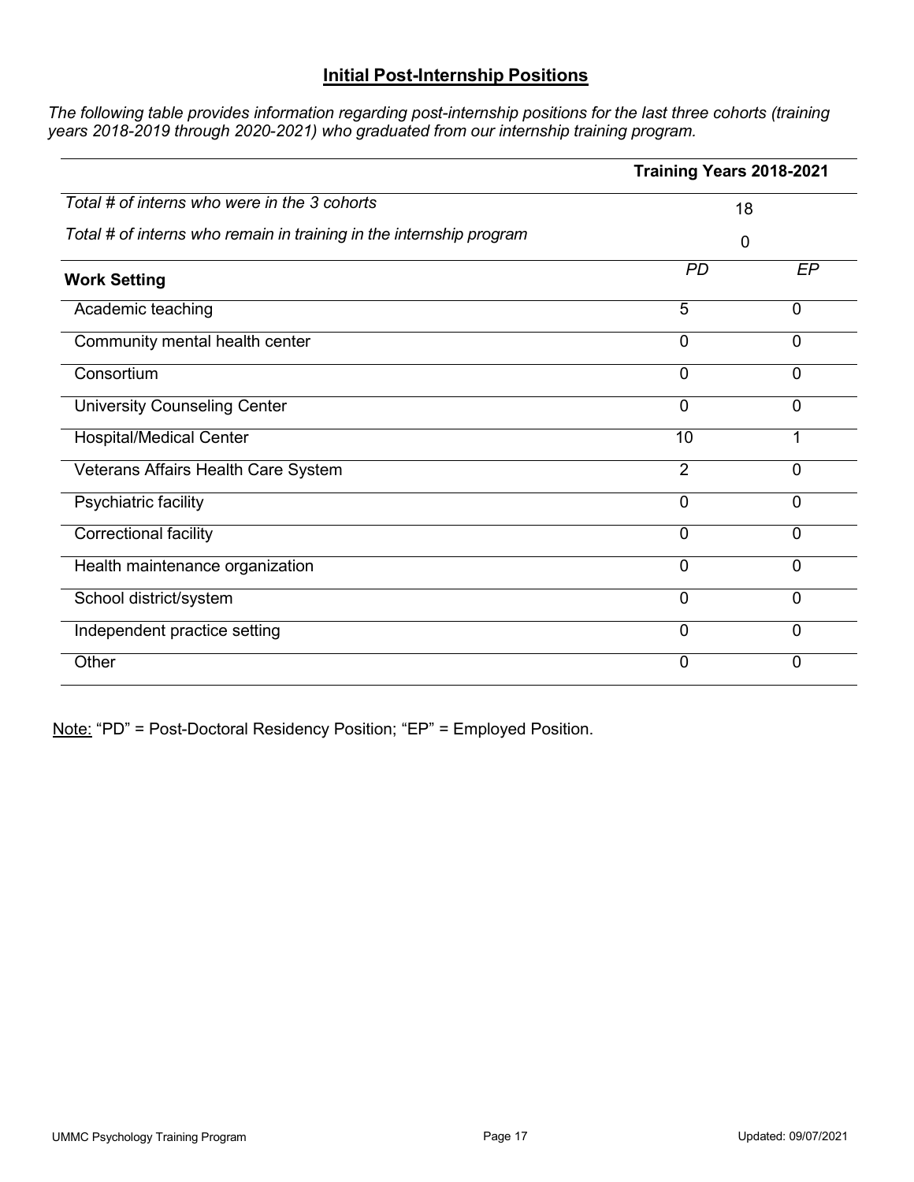## Initial Post-Internship Positions

*The following table provides information regarding post-internship positions for the last three cohorts (training years 2018-2019 through 2020-2021) who graduated from our internship training program.*

| | **Training Years 2018-2021** | |
|---|---|---|
| *Total # of interns who were in the 3 cohorts* | 18 | |
| *Total # of interns who remain in training in the internship program* | 0 | |
| **Work Setting** | *PD* | *EP* |
| Academic teaching | 5 | 0 |
| Community mental health center | 0 | 0 |
| Consortium | 0 | 0 |
| University Counseling Center | 0 | 0 |
| Hospital/Medical Center | 10 | 1 |
| Veterans Affairs Health Care System | 2 | 0 |
| Psychiatric facility | 0 | 0 |
| Correctional facility | 0 | 0 |
| Health maintenance organization | 0 | 0 |
| School district/system | 0 | 0 |
| Independent practice setting | 0 | 0 |
| Other | 0 | 0 |

Note: "PD" = Post-Doctoral Residency Position; "EP" = Employed Position.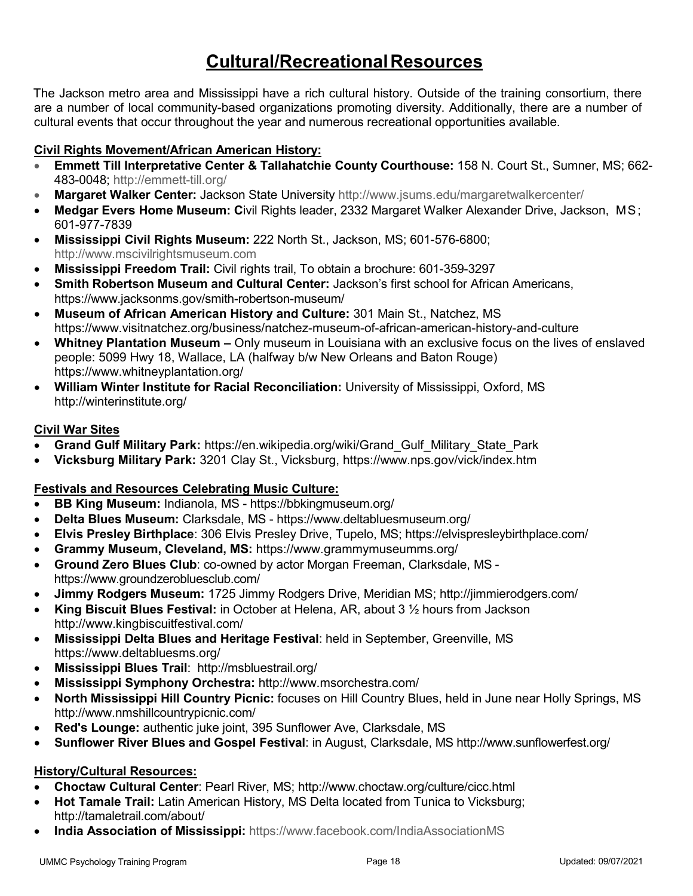# Cultural/Recreational Resources

The Jackson metro area and Mississippi have a rich cultural history. Outside of the training consortium, there are a number of local community-based organizations promoting diversity. Additionally, there are a number of cultural events that occur throughout the year and numerous recreational opportunities available.

**Civil Rights Movement/African American History:**

- **Emmett Till Interpretative Center & Tallahatchie County Courthouse:** 158 N. Court St., Sumner, MS; 662-483-0048; http://emmett-till.org/
- **Margaret Walker Center:** Jackson State University http://www.jsums.edu/margaretwalkercenter/
- **Medgar Evers Home Museum: C**ivil Rights leader, 2332 Margaret Walker Alexander Drive, Jackson, MS; 601-977-7839
- **Mississippi Civil Rights Museum:** 222 North St., Jackson, MS; 601-576-6800; http://www.mscivilrightsmuseum.com
- **Mississippi Freedom Trail:** Civil rights trail, To obtain a brochure: 601-359-3297
- **Smith Robertson Museum and Cultural Center:** Jackson's first school for African Americans, https://www.jacksonms.gov/smith-robertson-museum/
- **Museum of African American History and Culture:** 301 Main St., Natchez, MS https://www.visitnatchez.org/business/natchez-museum-of-african-american-history-and-culture
- **Whitney Plantation Museum –** Only museum in Louisiana with an exclusive focus on the lives of enslaved people: 5099 Hwy 18, Wallace, LA (halfway b/w New Orleans and Baton Rouge) https://www.whitneyplantation.org/
- **William Winter Institute for Racial Reconciliation:** University of Mississippi, Oxford, MS http://winterinstitute.org/

**Civil War Sites**

- **Grand Gulf Military Park:** https://en.wikipedia.org/wiki/Grand_Gulf_Military_State_Park
- **Vicksburg Military Park:** 3201 Clay St., Vicksburg, https://www.nps.gov/vick/index.htm

**Festivals and Resources Celebrating Music Culture:**

- **BB King Museum:** Indianola, MS - https://bbkingmuseum.org/
- **Delta Blues Museum:** Clarksdale, MS - https://www.deltabluesmuseum.org/
- **Elvis Presley Birthplace**: 306 Elvis Presley Drive, Tupelo, MS; https://elvispresleybirthplace.com/
- **Grammy Museum, Cleveland, MS:** https://www.grammymuseumms.org/
- **Ground Zero Blues Club**: co-owned by actor Morgan Freeman, Clarksdale, MS - https://www.groundzerobluesclub.com/
- **Jimmy Rodgers Museum:** 1725 Jimmy Rodgers Drive, Meridian MS; http://jimmierodgers.com/
- **King Biscuit Blues Festival:** in October at Helena, AR, about 3 ½ hours from Jackson http://www.kingbiscuitfestival.com/
- **Mississippi Delta Blues and Heritage Festival**: held in September, Greenville, MS https://www.deltabluesms.org/
- **Mississippi Blues Trail**: http://msbluestrail.org/
- **Mississippi Symphony Orchestra:** http://www.msorchestra.com/
- **North Mississippi Hill Country Picnic:** focuses on Hill Country Blues, held in June near Holly Springs, MS http://www.nmshillcountrypicnic.com/
- **Red's Lounge:** authentic juke joint, 395 Sunflower Ave, Clarksdale, MS
- **Sunflower River Blues and Gospel Festival**: in August, Clarksdale, MS http://www.sunflowerfest.org/

**History/Cultural Resources:**

- **Choctaw Cultural Center**: Pearl River, MS; http://www.choctaw.org/culture/cicc.html
- **Hot Tamale Trail:** Latin American History, MS Delta located from Tunica to Vicksburg; http://tamaletrail.com/about/
- **India Association of Mississippi:** https://www.facebook.com/IndiaAssociationMS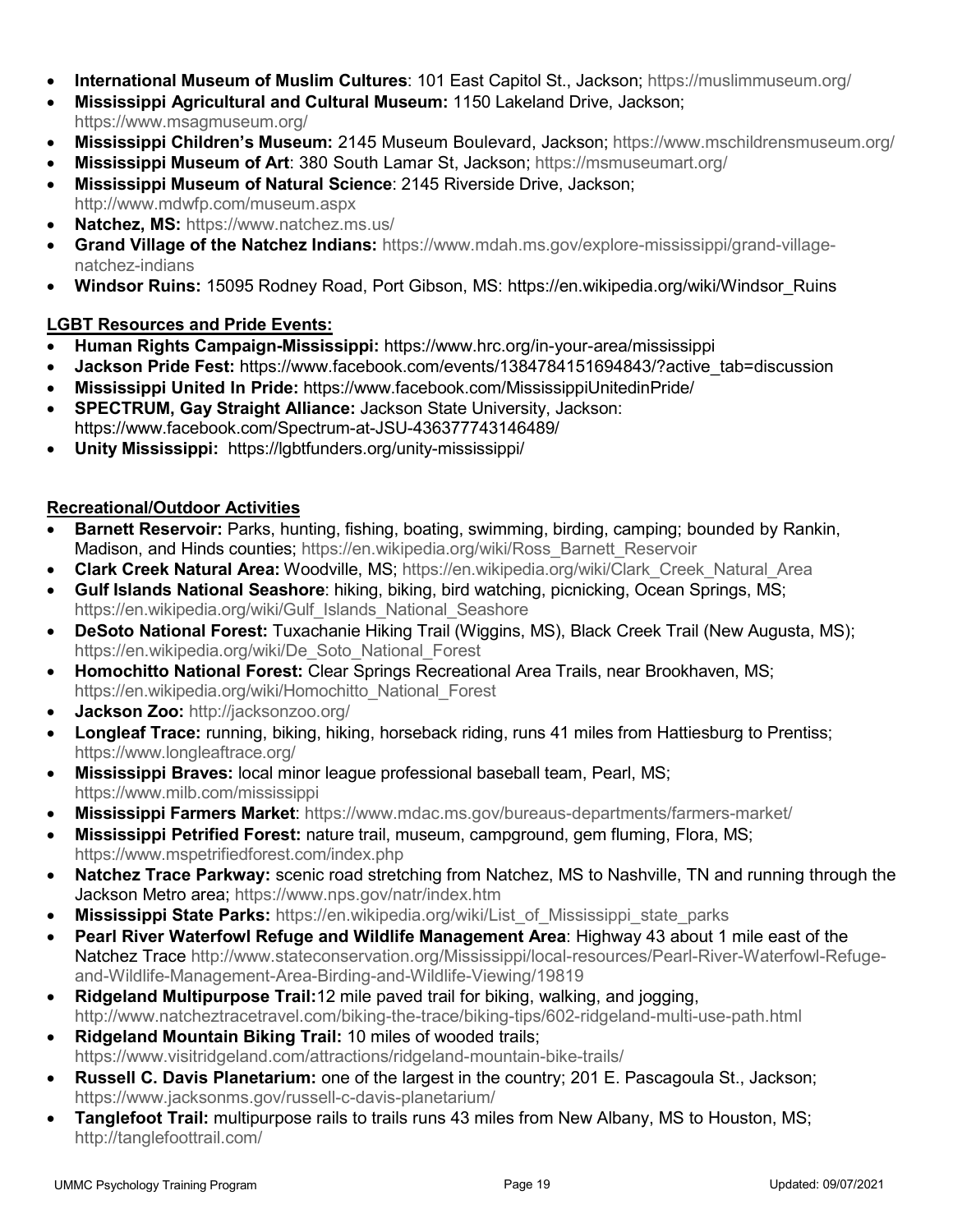- **International Museum of Muslim Cultures**: 101 East Capitol St., Jackson; https://muslimmuseum.org/
- **Mississippi Agricultural and Cultural Museum:** 1150 Lakeland Drive, Jackson; https://www.msagmuseum.org/
- **Mississippi Children's Museum:** 2145 Museum Boulevard, Jackson; https://www.mschildrensmuseum.org/
- **Mississippi Museum of Art**: 380 South Lamar St, Jackson; https://msmuseumart.org/
- **Mississippi Museum of Natural Science**: 2145 Riverside Drive, Jackson; http://www.mdwfp.com/museum.aspx
- **Natchez, MS:** https://www.natchez.ms.us/
- **Grand Village of the Natchez Indians:** https://www.mdah.ms.gov/explore-mississippi/grand-village-natchez-indians
- **Windsor Ruins:** 15095 Rodney Road, Port Gibson, MS: https://en.wikipedia.org/wiki/Windsor_Ruins

**<u>LGBT Resources and Pride Events:</u>**

- **Human Rights Campaign-Mississippi:** https://www.hrc.org/in-your-area/mississippi
- **Jackson Pride Fest:** https://www.facebook.com/events/1384784151694843/?active_tab=discussion
- **Mississippi United In Pride:** https://www.facebook.com/MississippiUnitedinPride/
- **SPECTRUM, Gay Straight Alliance:** Jackson State University, Jackson: https://www.facebook.com/Spectrum-at-JSU-436377743146489/
- **Unity Mississippi:** https://lgbtfunders.org/unity-mississippi/

**<u>Recreational/Outdoor Activities</u>**

- **Barnett Reservoir:** Parks, hunting, fishing, boating, swimming, birding, camping; bounded by Rankin, Madison, and Hinds counties; https://en.wikipedia.org/wiki/Ross_Barnett_Reservoir
- **Clark Creek Natural Area:** Woodville, MS; https://en.wikipedia.org/wiki/Clark_Creek_Natural_Area
- **Gulf Islands National Seashore**: hiking, biking, bird watching, picnicking, Ocean Springs, MS; https://en.wikipedia.org/wiki/Gulf_Islands_National_Seashore
- **DeSoto National Forest:** Tuxachanie Hiking Trail (Wiggins, MS), Black Creek Trail (New Augusta, MS); https://en.wikipedia.org/wiki/De_Soto_National_Forest
- **Homochitto National Forest:** Clear Springs Recreational Area Trails, near Brookhaven, MS; https://en.wikipedia.org/wiki/Homochitto_National_Forest
- **Jackson Zoo:** http://jacksonzoo.org/
- **Longleaf Trace:** running, biking, hiking, horseback riding, runs 41 miles from Hattiesburg to Prentiss; https://www.longleaftrace.org/
- **Mississippi Braves:** local minor league professional baseball team, Pearl, MS; https://www.milb.com/mississippi
- **Mississippi Farmers Market**: https://www.mdac.ms.gov/bureaus-departments/farmers-market/
- **Mississippi Petrified Forest:** nature trail, museum, campground, gem fluming, Flora, MS; https://www.mspetrifiedforest.com/index.php
- **Natchez Trace Parkway:** scenic road stretching from Natchez, MS to Nashville, TN and running through the Jackson Metro area; https://www.nps.gov/natr/index.htm
- **Mississippi State Parks:** https://en.wikipedia.org/wiki/List_of_Mississippi_state_parks
- **Pearl River Waterfowl Refuge and Wildlife Management Area**: Highway 43 about 1 mile east of the Natchez Trace http://www.stateconservation.org/Mississippi/local-resources/Pearl-River-Waterfowl-Refuge-and-Wildlife-Management-Area-Birding-and-Wildlife-Viewing/19819
- **Ridgeland Multipurpose Trail:**12 mile paved trail for biking, walking, and jogging, http://www.natcheztracetravel.com/biking-the-trace/biking-tips/602-ridgeland-multi-use-path.html
- **Ridgeland Mountain Biking Trail:** 10 miles of wooded trails; https://www.visitridgeland.com/attractions/ridgeland-mountain-bike-trails/
- **Russell C. Davis Planetarium:** one of the largest in the country; 201 E. Pascagoula St., Jackson; https://www.jacksonms.gov/russell-c-davis-planetarium/
- **Tanglefoot Trail:** multipurpose rails to trails runs 43 miles from New Albany, MS to Houston, MS; http://tanglefoottrail.com/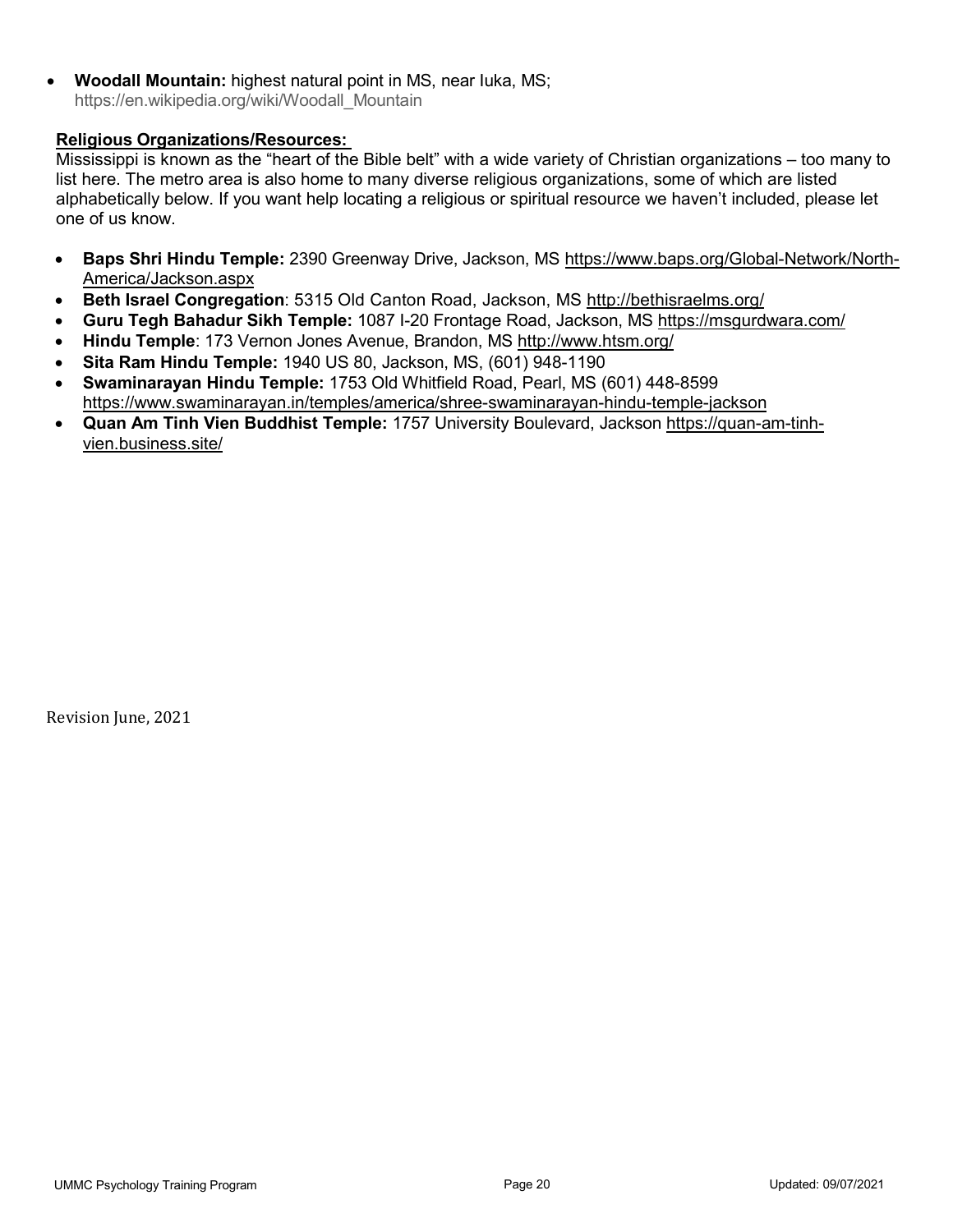- **Woodall Mountain:** highest natural point in MS, near Iuka, MS; https://en.wikipedia.org/wiki/Woodall_Mountain

**Religious Organizations/Resources:**

Mississippi is known as the "heart of the Bible belt" with a wide variety of Christian organizations – too many to list here. The metro area is also home to many diverse religious organizations, some of which are listed alphabetically below. If you want help locating a religious or spiritual resource we haven't included, please let one of us know.

- **Baps Shri Hindu Temple:** 2390 Greenway Drive, Jackson, MS https://www.baps.org/Global-Network/North-America/Jackson.aspx
- **Beth Israel Congregation**: 5315 Old Canton Road, Jackson, MS http://bethisraelms.org/
- **Guru Tegh Bahadur Sikh Temple:** 1087 I-20 Frontage Road, Jackson, MS https://msgurdwara.com/
- **Hindu Temple**: 173 Vernon Jones Avenue, Brandon, MS http://www.htsm.org/
- **Sita Ram Hindu Temple:** 1940 US 80, Jackson, MS, (601) 948-1190
- **Swaminarayan Hindu Temple:** 1753 Old Whitfield Road, Pearl, MS (601) 448-8599 https://www.swaminarayan.in/temples/america/shree-swaminarayan-hindu-temple-jackson
- **Quan Am Tinh Vien Buddhist Temple:** 1757 University Boulevard, Jackson https://quan-am-tinh-vien.business.site/

Revision June, 2021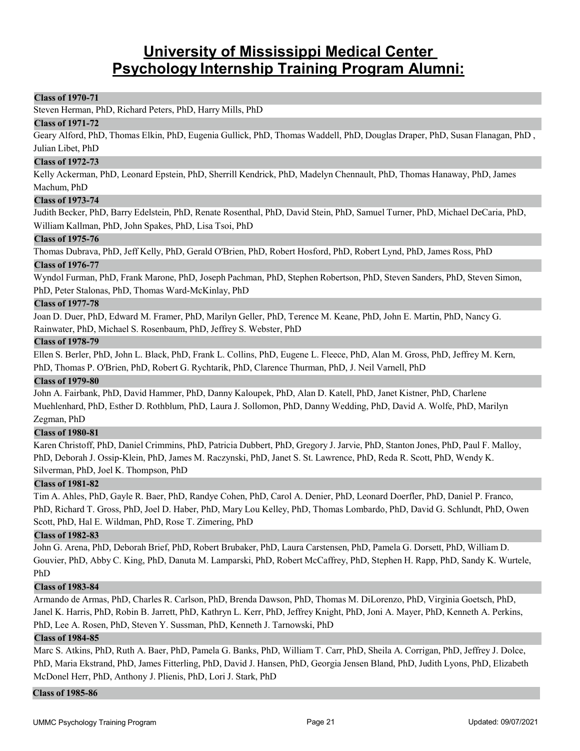# University of Mississippi Medical Center Psychology Internship Training Program Alumni:

**Class of 1970-71**

Steven Herman, PhD, Richard Peters, PhD, Harry Mills, PhD

**Class of 1971-72**

Geary Alford, PhD, Thomas Elkin, PhD, Eugenia Gullick, PhD, Thomas Waddell, PhD, Douglas Draper, PhD, Susan Flanagan, PhD , Julian Libet, PhD

**Class of 1972-73**

Kelly Ackerman, PhD, Leonard Epstein, PhD, Sherrill Kendrick, PhD, Madelyn Chennault, PhD, Thomas Hanaway, PhD, James Machum, PhD

**Class of 1973-74**

Judith Becker, PhD, Barry Edelstein, PhD, Renate Rosenthal, PhD, David Stein, PhD, Samuel Turner, PhD, Michael DeCaria, PhD, William Kallman, PhD, John Spakes, PhD, Lisa Tsoi, PhD

**Class of 1975-76**

Thomas Dubrava, PhD, Jeff Kelly, PhD, Gerald O'Brien, PhD, Robert Hosford, PhD, Robert Lynd, PhD, James Ross, PhD

**Class of 1976-77**

Wyndol Furman, PhD, Frank Marone, PhD, Joseph Pachman, PhD, Stephen Robertson, PhD, Steven Sanders, PhD, Steven Simon, PhD, Peter Stalonas, PhD, Thomas Ward-McKinlay, PhD

**Class of 1977-78**

Joan D. Duer, PhD, Edward M. Framer, PhD, Marilyn Geller, PhD, Terence M. Keane, PhD, John E. Martin, PhD, Nancy G. Rainwater, PhD, Michael S. Rosenbaum, PhD, Jeffrey S. Webster, PhD

**Class of 1978-79**

Ellen S. Berler, PhD, John L. Black, PhD, Frank L. Collins, PhD, Eugene L. Fleece, PhD, Alan M. Gross, PhD, Jeffrey M. Kern, PhD, Thomas P. O'Brien, PhD, Robert G. Rychtarik, PhD, Clarence Thurman, PhD, J. Neil Varnell, PhD

**Class of 1979-80**

John A. Fairbank, PhD, David Hammer, PhD, Danny Kaloupek, PhD, Alan D. Katell, PhD, Janet Kistner, PhD, Charlene Muehlenhard, PhD, Esther D. Rothblum, PhD, Laura J. Sollomon, PhD, Danny Wedding, PhD, David A. Wolfe, PhD, Marilyn Zegman, PhD

**Class of 1980-81**

Karen Christoff, PhD, Daniel Crimmins, PhD, Patricia Dubbert, PhD, Gregory J. Jarvie, PhD, Stanton Jones, PhD, Paul F. Malloy, PhD, Deborah J. Ossip-Klein, PhD, James M. Raczynski, PhD, Janet S. St. Lawrence, PhD, Reda R. Scott, PhD, Wendy K. Silverman, PhD, Joel K. Thompson, PhD

**Class of 1981-82**

Tim A. Ahles, PhD, Gayle R. Baer, PhD, Randye Cohen, PhD, Carol A. Denier, PhD, Leonard Doerfler, PhD, Daniel P. Franco, PhD, Richard T. Gross, PhD, Joel D. Haber, PhD, Mary Lou Kelley, PhD, Thomas Lombardo, PhD, David G. Schlundt, PhD, Owen Scott, PhD, Hal E. Wildman, PhD, Rose T. Zimering, PhD

**Class of 1982-83**

John G. Arena, PhD, Deborah Brief, PhD, Robert Brubaker, PhD, Laura Carstensen, PhD, Pamela G. Dorsett, PhD, William D. Gouvier, PhD, Abby C. King, PhD, Danuta M. Lamparski, PhD, Robert McCaffrey, PhD, Stephen H. Rapp, PhD, Sandy K. Wurtele, PhD

**Class of 1983-84**

Armando de Armas, PhD, Charles R. Carlson, PhD, Brenda Dawson, PhD, Thomas M. DiLorenzo, PhD, Virginia Goetsch, PhD, Janel K. Harris, PhD, Robin B. Jarrett, PhD, Kathryn L. Kerr, PhD, Jeffrey Knight, PhD, Joni A. Mayer, PhD, Kenneth A. Perkins, PhD, Lee A. Rosen, PhD, Steven Y. Sussman, PhD, Kenneth J. Tarnowski, PhD

**Class of 1984-85**

Marc S. Atkins, PhD, Ruth A. Baer, PhD, Pamela G. Banks, PhD, William T. Carr, PhD, Sheila A. Corrigan, PhD, Jeffrey J. Dolce, PhD, Maria Ekstrand, PhD, James Fitterling, PhD, David J. Hansen, PhD, Georgia Jensen Bland, PhD, Judith Lyons, PhD, Elizabeth McDonel Herr, PhD, Anthony J. Plienis, PhD, Lori J. Stark, PhD

**Class of 1985-86**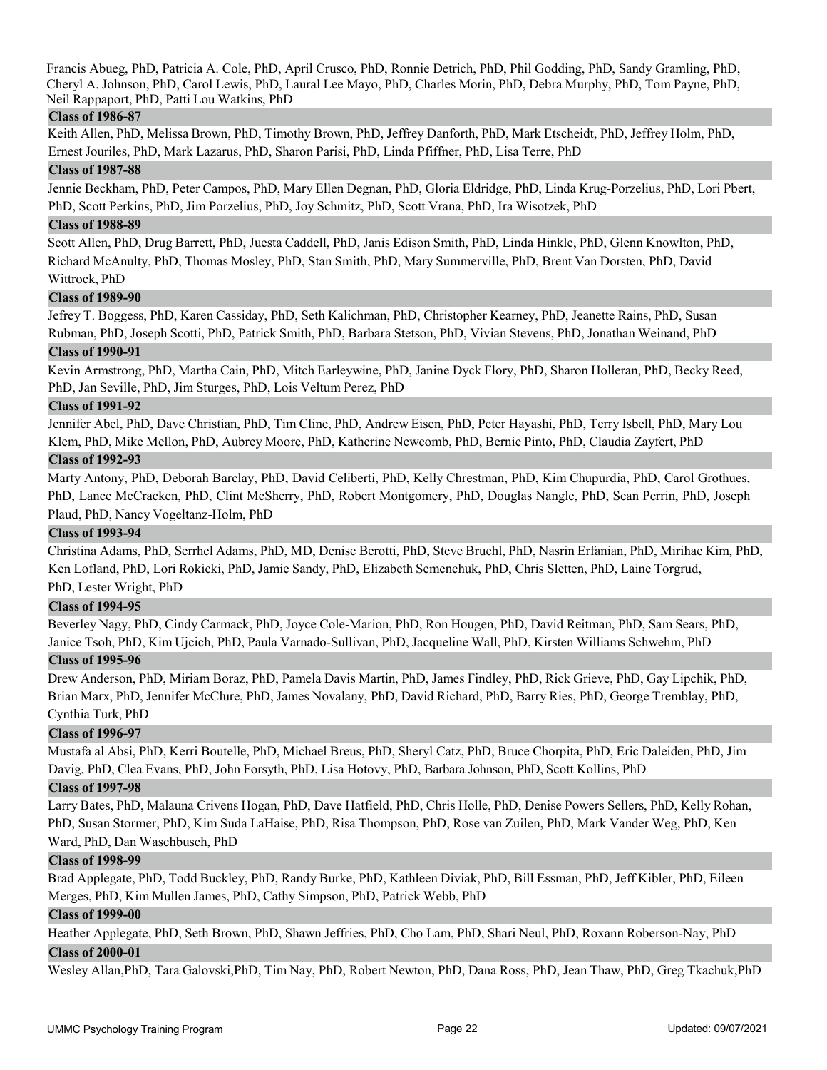Francis Abueg, PhD, Patricia A. Cole, PhD, April Crusco, PhD, Ronnie Detrich, PhD, Phil Godding, PhD, Sandy Gramling, PhD, Cheryl A. Johnson, PhD, Carol Lewis, PhD, Laural Lee Mayo, PhD, Charles Morin, PhD, Debra Murphy, PhD, Tom Payne, PhD, Neil Rappaport, PhD, Patti Lou Watkins, PhD

**Class of 1986-87**

Keith Allen, PhD, Melissa Brown, PhD, Timothy Brown, PhD, Jeffrey Danforth, PhD, Mark Etscheidt, PhD, Jeffrey Holm, PhD, Ernest Jouriles, PhD, Mark Lazarus, PhD, Sharon Parisi, PhD, Linda Pfiffner, PhD, Lisa Terre, PhD

**Class of 1987-88**

Jennie Beckham, PhD, Peter Campos, PhD, Mary Ellen Degnan, PhD, Gloria Eldridge, PhD, Linda Krug-Porzelius, PhD, Lori Pbert, PhD, Scott Perkins, PhD, Jim Porzelius, PhD, Joy Schmitz, PhD, Scott Vrana, PhD, Ira Wisotzek, PhD

**Class of 1988-89**

Scott Allen, PhD, Drug Barrett, PhD, Juesta Caddell, PhD, Janis Edison Smith, PhD, Linda Hinkle, PhD, Glenn Knowlton, PhD, Richard McAnulty, PhD, Thomas Mosley, PhD, Stan Smith, PhD, Mary Summerville, PhD, Brent Van Dorsten, PhD, David Wittrock, PhD

**Class of 1989-90**

Jefrey T. Boggess, PhD, Karen Cassiday, PhD, Seth Kalichman, PhD, Christopher Kearney, PhD, Jeanette Rains, PhD, Susan Rubman, PhD, Joseph Scotti, PhD, Patrick Smith, PhD, Barbara Stetson, PhD, Vivian Stevens, PhD, Jonathan Weinand, PhD

**Class of 1990-91**

Kevin Armstrong, PhD, Martha Cain, PhD, Mitch Earleywine, PhD, Janine Dyck Flory, PhD, Sharon Holleran, PhD, Becky Reed, PhD, Jan Seville, PhD, Jim Sturges, PhD, Lois Veltum Perez, PhD

**Class of 1991-92**

Jennifer Abel, PhD, Dave Christian, PhD, Tim Cline, PhD, Andrew Eisen, PhD, Peter Hayashi, PhD, Terry Isbell, PhD, Mary Lou Klem, PhD, Mike Mellon, PhD, Aubrey Moore, PhD, Katherine Newcomb, PhD, Bernie Pinto, PhD, Claudia Zayfert, PhD

**Class of 1992-93**

Marty Antony, PhD, Deborah Barclay, PhD, David Celiberti, PhD, Kelly Chrestman, PhD, Kim Chupurdia, PhD, Carol Grothues, PhD, Lance McCracken, PhD, Clint McSherry, PhD, Robert Montgomery, PhD, Douglas Nangle, PhD, Sean Perrin, PhD, Joseph Plaud, PhD, Nancy Vogeltanz-Holm, PhD

**Class of 1993-94**

Christina Adams, PhD, Serrhel Adams, PhD, MD, Denise Berotti, PhD, Steve Bruehl, PhD, Nasrin Erfanian, PhD, Mirihae Kim, PhD, Ken Lofland, PhD, Lori Rokicki, PhD, Jamie Sandy, PhD, Elizabeth Semenchuk, PhD, Chris Sletten, PhD, Laine Torgrud, PhD, Lester Wright, PhD

**Class of 1994-95**

Beverley Nagy, PhD, Cindy Carmack, PhD, Joyce Cole-Marion, PhD, Ron Hougen, PhD, David Reitman, PhD, Sam Sears, PhD, Janice Tsoh, PhD, Kim Ujcich, PhD, Paula Varnado-Sullivan, PhD, Jacqueline Wall, PhD, Kirsten Williams Schwehm, PhD

**Class of 1995-96**

Drew Anderson, PhD, Miriam Boraz, PhD, Pamela Davis Martin, PhD, James Findley, PhD, Rick Grieve, PhD, Gay Lipchik, PhD, Brian Marx, PhD, Jennifer McClure, PhD, James Novalany, PhD, David Richard, PhD, Barry Ries, PhD, George Tremblay, PhD, Cynthia Turk, PhD

**Class of 1996-97**

Mustafa al Absi, PhD, Kerri Boutelle, PhD, Michael Breus, PhD, Sheryl Catz, PhD, Bruce Chorpita, PhD, Eric Daleiden, PhD, Jim Davig, PhD, Clea Evans, PhD, John Forsyth, PhD, Lisa Hotovy, PhD, Barbara Johnson, PhD, Scott Kollins, PhD

**Class of 1997-98**

Larry Bates, PhD, Malauna Crivens Hogan, PhD, Dave Hatfield, PhD, Chris Holle, PhD, Denise Powers Sellers, PhD, Kelly Rohan, PhD, Susan Stormer, PhD, Kim Suda LaHaise, PhD, Risa Thompson, PhD, Rose van Zuilen, PhD, Mark Vander Weg, PhD, Ken Ward, PhD, Dan Waschbusch, PhD

**Class of 1998-99**

Brad Applegate, PhD, Todd Buckley, PhD, Randy Burke, PhD, Kathleen Diviak, PhD, Bill Essman, PhD, Jeff Kibler, PhD, Eileen Merges, PhD, Kim Mullen James, PhD, Cathy Simpson, PhD, Patrick Webb, PhD

**Class of 1999-00**

Heather Applegate, PhD, Seth Brown, PhD, Shawn Jeffries, PhD, Cho Lam, PhD, Shari Neul, PhD, Roxann Roberson-Nay, PhD

**Class of 2000-01**

Wesley Allan,PhD, Tara Galovski,PhD, Tim Nay, PhD, Robert Newton, PhD, Dana Ross, PhD, Jean Thaw, PhD, Greg Tkachuk,PhD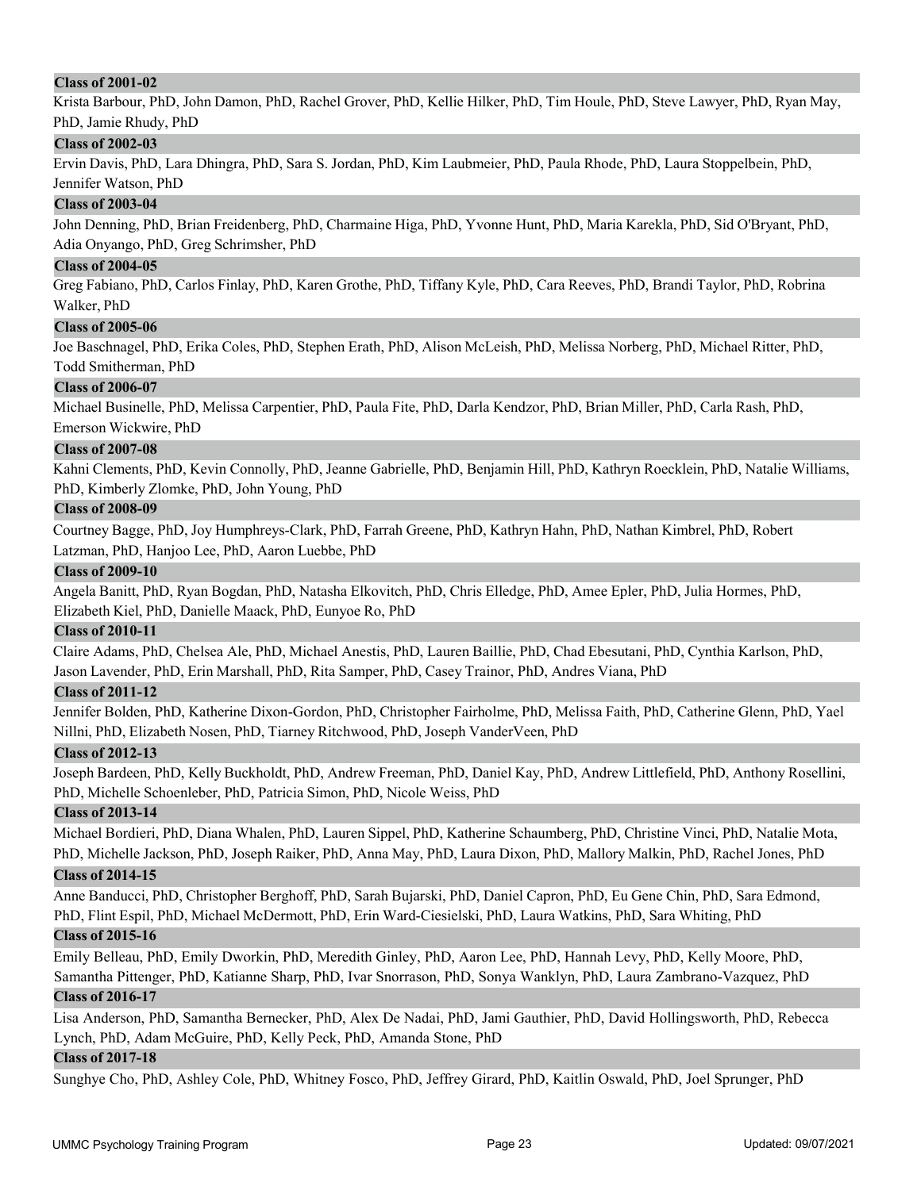**Class of 2001-02**

Krista Barbour, PhD, John Damon, PhD, Rachel Grover, PhD, Kellie Hilker, PhD, Tim Houle, PhD, Steve Lawyer, PhD, Ryan May, PhD, Jamie Rhudy, PhD

**Class of 2002-03**

Ervin Davis, PhD, Lara Dhingra, PhD, Sara S. Jordan, PhD, Kim Laubmeier, PhD, Paula Rhode, PhD, Laura Stoppelbein, PhD, Jennifer Watson, PhD

**Class of 2003-04**

John Denning, PhD, Brian Freidenberg, PhD, Charmaine Higa, PhD, Yvonne Hunt, PhD, Maria Karekla, PhD, Sid O'Bryant, PhD, Adia Onyango, PhD, Greg Schrimsher, PhD

**Class of 2004-05**

Greg Fabiano, PhD, Carlos Finlay, PhD, Karen Grothe, PhD, Tiffany Kyle, PhD, Cara Reeves, PhD, Brandi Taylor, PhD, Robrina Walker, PhD

**Class of 2005-06**

Joe Baschnagel, PhD, Erika Coles, PhD, Stephen Erath, PhD, Alison McLeish, PhD, Melissa Norberg, PhD, Michael Ritter, PhD, Todd Smitherman, PhD

**Class of 2006-07**

Michael Businelle, PhD, Melissa Carpentier, PhD, Paula Fite, PhD, Darla Kendzor, PhD, Brian Miller, PhD, Carla Rash, PhD, Emerson Wickwire, PhD

**Class of 2007-08**

Kahni Clements, PhD, Kevin Connolly, PhD, Jeanne Gabrielle, PhD, Benjamin Hill, PhD, Kathryn Roecklein, PhD, Natalie Williams, PhD, Kimberly Zlomke, PhD, John Young, PhD

**Class of 2008-09**

Courtney Bagge, PhD, Joy Humphreys-Clark, PhD, Farrah Greene, PhD, Kathryn Hahn, PhD, Nathan Kimbrel, PhD, Robert Latzman, PhD, Hanjoo Lee, PhD, Aaron Luebbe, PhD

**Class of 2009-10**

Angela Banitt, PhD, Ryan Bogdan, PhD, Natasha Elkovitch, PhD, Chris Elledge, PhD, Amee Epler, PhD, Julia Hormes, PhD, Elizabeth Kiel, PhD, Danielle Maack, PhD, Eunyoe Ro, PhD

**Class of 2010-11**

Claire Adams, PhD, Chelsea Ale, PhD, Michael Anestis, PhD, Lauren Baillie, PhD, Chad Ebesutani, PhD, Cynthia Karlson, PhD, Jason Lavender, PhD, Erin Marshall, PhD, Rita Samper, PhD, Casey Trainor, PhD, Andres Viana, PhD

**Class of 2011-12**

Jennifer Bolden, PhD, Katherine Dixon-Gordon, PhD, Christopher Fairholme, PhD, Melissa Faith, PhD, Catherine Glenn, PhD, Yael Nillni, PhD, Elizabeth Nosen, PhD, Tiarney Ritchwood, PhD, Joseph VanderVeen, PhD

**Class of 2012-13**

Joseph Bardeen, PhD, Kelly Buckholdt, PhD, Andrew Freeman, PhD, Daniel Kay, PhD, Andrew Littlefield, PhD, Anthony Rosellini, PhD, Michelle Schoenleber, PhD, Patricia Simon, PhD, Nicole Weiss, PhD

**Class of 2013-14**

Michael Bordieri, PhD, Diana Whalen, PhD, Lauren Sippel, PhD, Katherine Schaumberg, PhD, Christine Vinci, PhD, Natalie Mota, PhD, Michelle Jackson, PhD, Joseph Raiker, PhD, Anna May, PhD, Laura Dixon, PhD, Mallory Malkin, PhD, Rachel Jones, PhD

**Class of 2014-15**

Anne Banducci, PhD, Christopher Berghoff, PhD, Sarah Bujarski, PhD, Daniel Capron, PhD, Eu Gene Chin, PhD, Sara Edmond, PhD, Flint Espil, PhD, Michael McDermott, PhD, Erin Ward-Ciesielski, PhD, Laura Watkins, PhD, Sara Whiting, PhD

**Class of 2015-16**

Emily Belleau, PhD, Emily Dworkin, PhD, Meredith Ginley, PhD, Aaron Lee, PhD, Hannah Levy, PhD, Kelly Moore, PhD, Samantha Pittenger, PhD, Katianne Sharp, PhD, Ivar Snorrason, PhD, Sonya Wanklyn, PhD, Laura Zambrano-Vazquez, PhD

**Class of 2016-17**

Lisa Anderson, PhD, Samantha Bernecker, PhD, Alex De Nadai, PhD, Jami Gauthier, PhD, David Hollingsworth, PhD, Rebecca Lynch, PhD, Adam McGuire, PhD, Kelly Peck, PhD, Amanda Stone, PhD

**Class of 2017-18**

Sunghye Cho, PhD, Ashley Cole, PhD, Whitney Fosco, PhD, Jeffrey Girard, PhD, Kaitlin Oswald, PhD, Joel Sprunger, PhD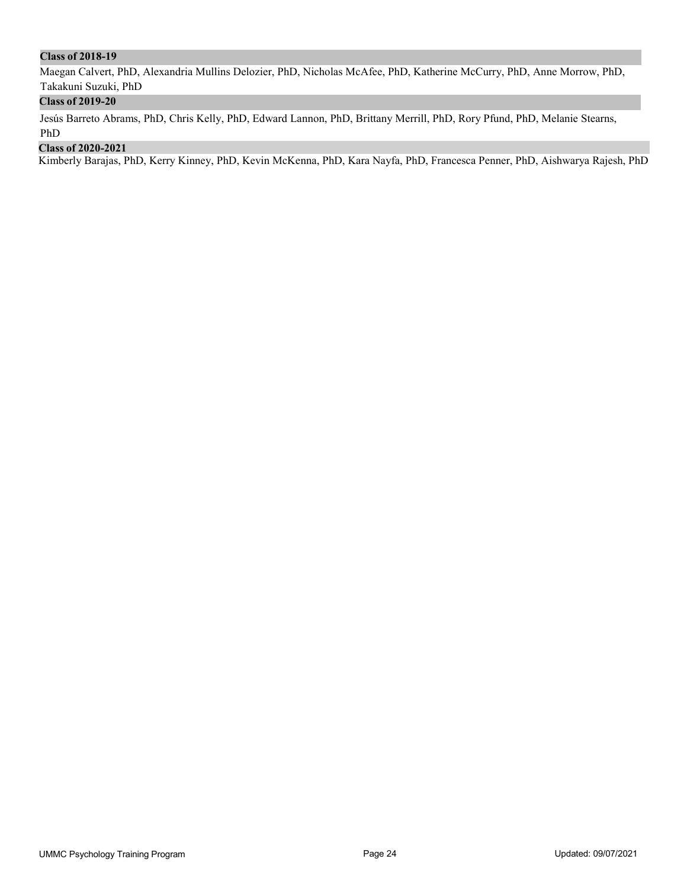**Class of 2018-19**

Maegan Calvert, PhD, Alexandria Mullins Delozier, PhD, Nicholas McAfee, PhD, Katherine McCurry, PhD, Anne Morrow, PhD, Takakuni Suzuki, PhD

**Class of 2019-20**

Jesús Barreto Abrams, PhD, Chris Kelly, PhD, Edward Lannon, PhD, Brittany Merrill, PhD, Rory Pfund, PhD, Melanie Stearns, PhD

**Class of 2020-2021**

Kimberly Barajas, PhD, Kerry Kinney, PhD, Kevin McKenna, PhD, Kara Nayfa, PhD, Francesca Penner, PhD, Aishwarya Rajesh, PhD